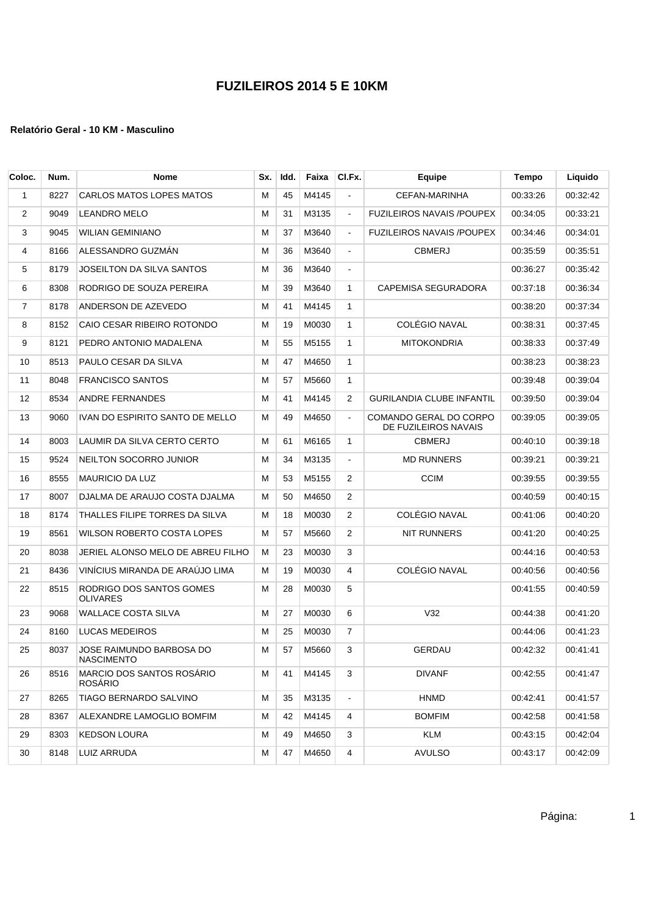# FUZILEIROS 2014 5 E 10KM

**Relatório Geral - 10 KM - Masculino**

| Coloc. | Num. | Nome | Sx. | Idd. | Faixa | Cl.Fx. | Equipe | Tempo | Liquido |
|---|---|---|---|---|---|---|---|---|---|
| 1 | 8227 | CARLOS MATOS LOPES MATOS | M | 45 | M4145 | - | CEFAN-MARINHA | 00:33:26 | 00:32:42 |
| 2 | 9049 | LEANDRO MELO | M | 31 | M3135 | - | FUZILEIROS NAVAIS /POUPEX | 00:34:05 | 00:33:21 |
| 3 | 9045 | WILIAN GEMINIANO | M | 37 | M3640 | - | FUZILEIROS NAVAIS /POUPEX | 00:34:46 | 00:34:01 |
| 4 | 8166 | ALESSANDRO GUZMÁN | M | 36 | M3640 | - | CBMERJ | 00:35:59 | 00:35:51 |
| 5 | 8179 | JOSEILTON DA SILVA SANTOS | M | 36 | M3640 | - | | 00:36:27 | 00:35:42 |
| 6 | 8308 | RODRIGO DE SOUZA PEREIRA | M | 39 | M3640 | 1 | CAPEMISA SEGURADORA | 00:37:18 | 00:36:34 |
| 7 | 8178 | ANDERSON DE AZEVEDO | M | 41 | M4145 | 1 | | 00:38:20 | 00:37:34 |
| 8 | 8152 | CAIO CESAR RIBEIRO ROTONDO | M | 19 | M0030 | 1 | COLÉGIO NAVAL | 00:38:31 | 00:37:45 |
| 9 | 8121 | PEDRO ANTONIO MADALENA | M | 55 | M5155 | 1 | MITOKONDRIA | 00:38:33 | 00:37:49 |
| 10 | 8513 | PAULO CESAR DA SILVA | M | 47 | M4650 | 1 | | 00:38:23 | 00:38:23 |
| 11 | 8048 | FRANCISCO SANTOS | M | 57 | M5660 | 1 | | 00:39:48 | 00:39:04 |
| 12 | 8534 | ANDRE FERNANDES | M | 41 | M4145 | 2 | GURILANDIA CLUBE INFANTIL | 00:39:50 | 00:39:04 |
| 13 | 9060 | IVAN DO ESPIRITO SANTO DE MELLO | M | 49 | M4650 | - | COMANDO GERAL DO CORPO DE FUZILEIROS NAVAIS | 00:39:05 | 00:39:05 |
| 14 | 8003 | LAUMIR DA SILVA CERTO CERTO | M | 61 | M6165 | 1 | CBMERJ | 00:40:10 | 00:39:18 |
| 15 | 9524 | NEILTON SOCORRO JUNIOR | M | 34 | M3135 | - | MD RUNNERS | 00:39:21 | 00:39:21 |
| 16 | 8555 | MAURICIO DA LUZ | M | 53 | M5155 | 2 | CCIM | 00:39:55 | 00:39:55 |
| 17 | 8007 | DJALMA DE ARAUJO COSTA DJALMA | M | 50 | M4650 | 2 | | 00:40:59 | 00:40:15 |
| 18 | 8174 | THALLES FILIPE TORRES DA SILVA | M | 18 | M0030 | 2 | COLÉGIO NAVAL | 00:41:06 | 00:40:20 |
| 19 | 8561 | WILSON ROBERTO COSTA LOPES | M | 57 | M5660 | 2 | NIT RUNNERS | 00:41:20 | 00:40:25 |
| 20 | 8038 | JERIEL ALONSO MELO DE ABREU FILHO | M | 23 | M0030 | 3 | | 00:44:16 | 00:40:53 |
| 21 | 8436 | VINÍCIUS MIRANDA DE ARAÚJO LIMA | M | 19 | M0030 | 4 | COLÉGIO NAVAL | 00:40:56 | 00:40:56 |
| 22 | 8515 | RODRIGO DOS SANTOS GOMES OLIVARES | M | 28 | M0030 | 5 | | 00:41:55 | 00:40:59 |
| 23 | 9068 | WALLACE COSTA SILVA | M | 27 | M0030 | 6 | V32 | 00:44:38 | 00:41:20 |
| 24 | 8160 | LUCAS MEDEIROS | M | 25 | M0030 | 7 | | 00:44:06 | 00:41:23 |
| 25 | 8037 | JOSE RAIMUNDO BARBOSA DO NASCIMENTO | M | 57 | M5660 | 3 | GERDAU | 00:42:32 | 00:41:41 |
| 26 | 8516 | MARCIO DOS SANTOS ROSÁRIO ROSÁRIO | M | 41 | M4145 | 3 | DIVANF | 00:42:55 | 00:41:47 |
| 27 | 8265 | TIAGO BERNARDO SALVINO | M | 35 | M3135 | - | HNMD | 00:42:41 | 00:41:57 |
| 28 | 8367 | ALEXANDRE LAMOGLIO BOMFIM | M | 42 | M4145 | 4 | BOMFIM | 00:42:58 | 00:41:58 |
| 29 | 8303 | KEDSON LOURA | M | 49 | M4650 | 3 | KLM | 00:43:15 | 00:42:04 |
| 30 | 8148 | LUIZ ARRUDA | M | 47 | M4650 | 4 | AVULSO | 00:43:17 | 00:42:09 |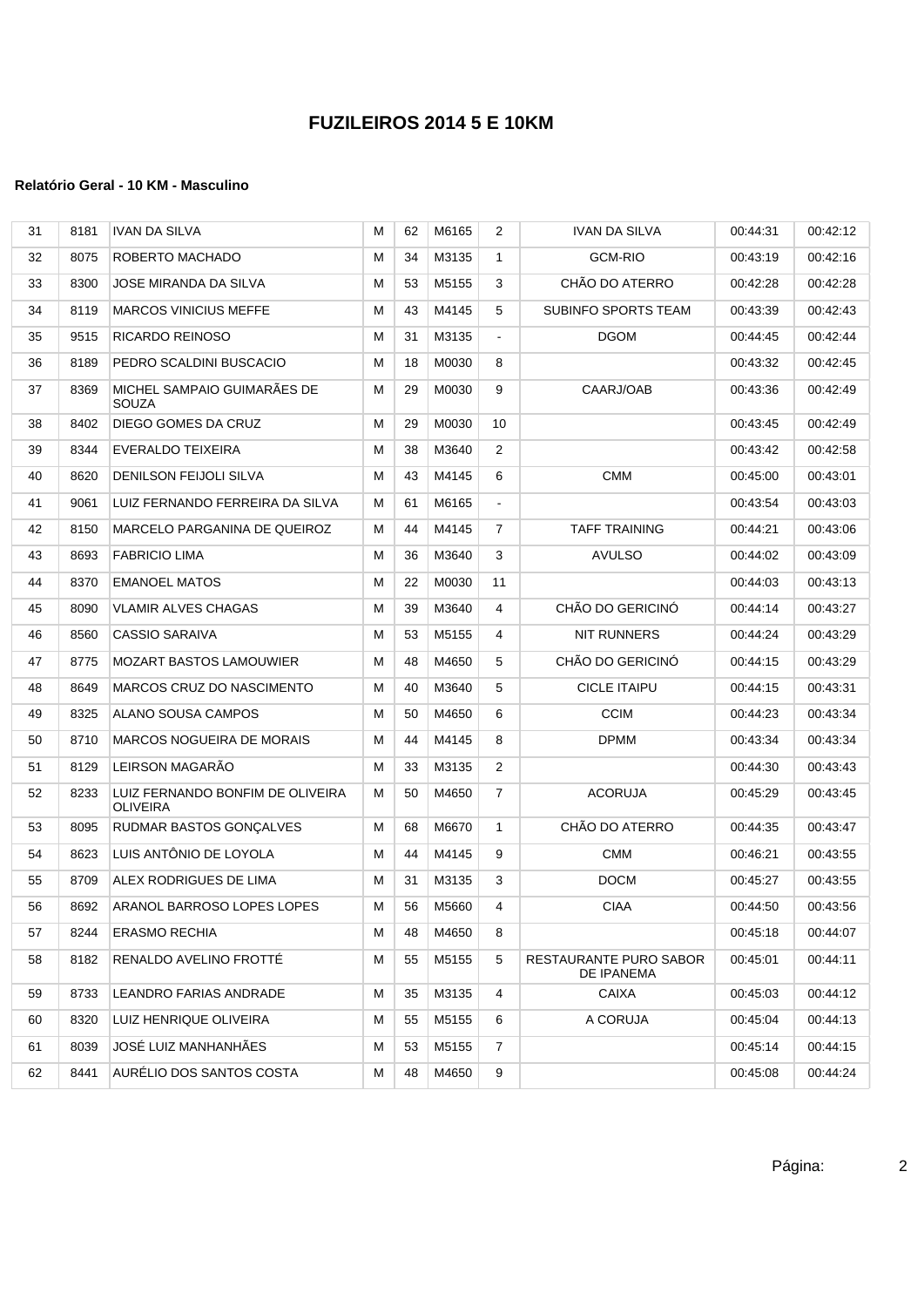# FUZILEIROS 2014 5 E 10KM

**Relatório Geral - 10 KM - Masculino**

| | | | | | | | | | |
|---|---|---|---|---|---|---|---|---|---|
| 31 | 8181 | IVAN DA SILVA | M | 62 | M6165 | 2 | IVAN DA SILVA | 00:44:31 | 00:42:12 |
| 32 | 8075 | ROBERTO MACHADO | M | 34 | M3135 | 1 | GCM-RIO | 00:43:19 | 00:42:16 |
| 33 | 8300 | JOSE MIRANDA DA SILVA | M | 53 | M5155 | 3 | CHÃO DO ATERRO | 00:42:28 | 00:42:28 |
| 34 | 8119 | MARCOS VINICIUS MEFFE | M | 43 | M4145 | 5 | SUBINFO SPORTS TEAM | 00:43:39 | 00:42:43 |
| 35 | 9515 | RICARDO REINOSO | M | 31 | M3135 | - | DGOM | 00:44:45 | 00:42:44 |
| 36 | 8189 | PEDRO SCALDINI BUSCACIO | M | 18 | M0030 | 8 | | 00:43:32 | 00:42:45 |
| 37 | 8369 | MICHEL SAMPAIO GUIMARÃES DE SOUZA | M | 29 | M0030 | 9 | CAARJ/OAB | 00:43:36 | 00:42:49 |
| 38 | 8402 | DIEGO GOMES DA CRUZ | M | 29 | M0030 | 10 | | 00:43:45 | 00:42:49 |
| 39 | 8344 | EVERALDO TEIXEIRA | M | 38 | M3640 | 2 | | 00:43:42 | 00:42:58 |
| 40 | 8620 | DENILSON FEIJOLI SILVA | M | 43 | M4145 | 6 | CMM | 00:45:00 | 00:43:01 |
| 41 | 9061 | LUIZ FERNANDO FERREIRA DA SILVA | M | 61 | M6165 | - | | 00:43:54 | 00:43:03 |
| 42 | 8150 | MARCELO PARGANINA DE QUEIROZ | M | 44 | M4145 | 7 | TAFF TRAINING | 00:44:21 | 00:43:06 |
| 43 | 8693 | FABRICIO LIMA | M | 36 | M3640 | 3 | AVULSO | 00:44:02 | 00:43:09 |
| 44 | 8370 | EMANOEL MATOS | M | 22 | M0030 | 11 | | 00:44:03 | 00:43:13 |
| 45 | 8090 | VLAMIR ALVES CHAGAS | M | 39 | M3640 | 4 | CHÃO DO GERICINÓ | 00:44:14 | 00:43:27 |
| 46 | 8560 | CASSIO SARAIVA | M | 53 | M5155 | 4 | NIT RUNNERS | 00:44:24 | 00:43:29 |
| 47 | 8775 | MOZART BASTOS LAMOUWIER | M | 48 | M4650 | 5 | CHÃO DO GERICINÓ | 00:44:15 | 00:43:29 |
| 48 | 8649 | MARCOS CRUZ DO NASCIMENTO | M | 40 | M3640 | 5 | CICLE ITAIPU | 00:44:15 | 00:43:31 |
| 49 | 8325 | ALANO SOUSA CAMPOS | M | 50 | M4650 | 6 | CCIM | 00:44:23 | 00:43:34 |
| 50 | 8710 | MARCOS NOGUEIRA DE MORAIS | M | 44 | M4145 | 8 | DPMM | 00:43:34 | 00:43:34 |
| 51 | 8129 | LEIRSON MAGARÃO | M | 33 | M3135 | 2 | | 00:44:30 | 00:43:43 |
| 52 | 8233 | LUIZ FERNANDO BONFIM DE OLIVEIRA OLIVEIRA | M | 50 | M4650 | 7 | ACORUJA | 00:45:29 | 00:43:45 |
| 53 | 8095 | RUDMAR BASTOS GONÇALVES | M | 68 | M6670 | 1 | CHÃO DO ATERRO | 00:44:35 | 00:43:47 |
| 54 | 8623 | LUIS ANTÔNIO DE LOYOLA | M | 44 | M4145 | 9 | CMM | 00:46:21 | 00:43:55 |
| 55 | 8709 | ALEX RODRIGUES DE LIMA | M | 31 | M3135 | 3 | DOCM | 00:45:27 | 00:43:55 |
| 56 | 8692 | ARANOL BARROSO LOPES LOPES | M | 56 | M5660 | 4 | CIAA | 00:44:50 | 00:43:56 |
| 57 | 8244 | ERASMO RECHIA | M | 48 | M4650 | 8 | | 00:45:18 | 00:44:07 |
| 58 | 8182 | RENALDO AVELINO FROTTÉ | M | 55 | M5155 | 5 | RESTAURANTE PURO SABOR DE IPANEMA | 00:45:01 | 00:44:11 |
| 59 | 8733 | LEANDRO FARIAS ANDRADE | M | 35 | M3135 | 4 | CAIXA | 00:45:03 | 00:44:12 |
| 60 | 8320 | LUIZ HENRIQUE OLIVEIRA | M | 55 | M5155 | 6 | A CORUJA | 00:45:04 | 00:44:13 |
| 61 | 8039 | JOSÉ LUIZ MANHANHÃES | M | 53 | M5155 | 7 | | 00:45:14 | 00:44:15 |
| 62 | 8441 | AURÉLIO DOS SANTOS COSTA | M | 48 | M4650 | 9 | | 00:45:08 | 00:44:24 |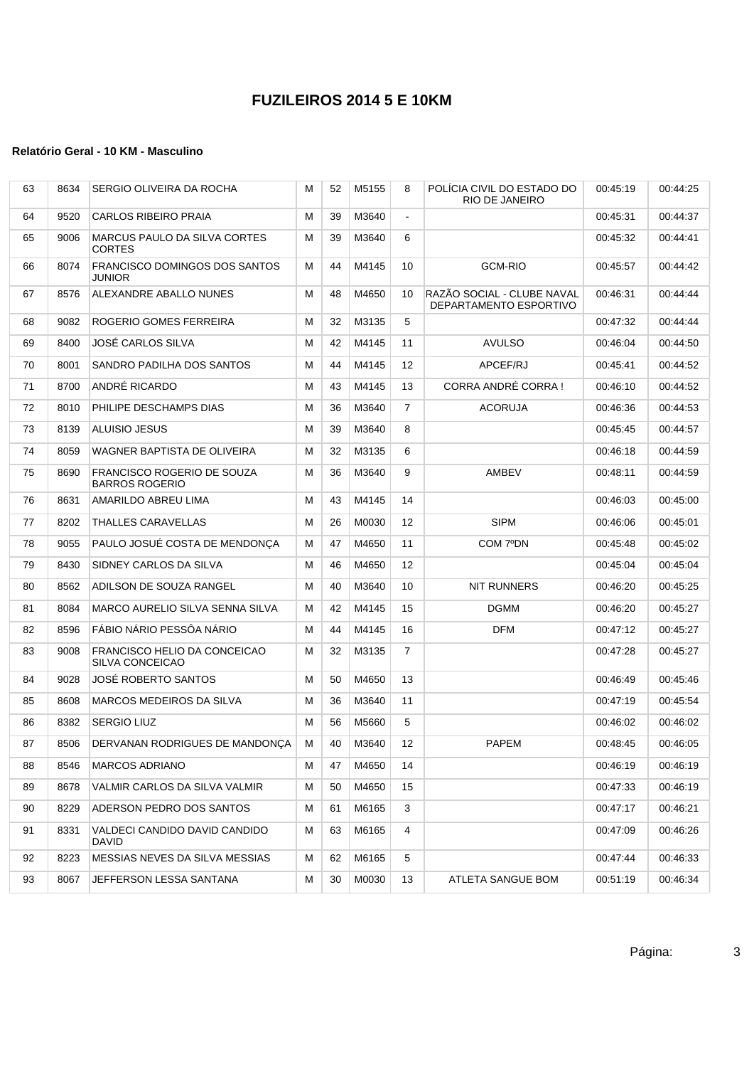# FUZILEIROS 2014 5 E 10KM

### Relatório Geral - 10 KM - Masculino

| | | | | | | | | | |
|---|---|---|---|---|---|---|---|---|---|
| 63 | 8634 | SERGIO OLIVEIRA DA ROCHA | M | 52 | M5155 | 8 | POLÍCIA CIVIL DO ESTADO DO RIO DE JANEIRO | 00:45:19 | 00:44:25 |
| 64 | 9520 | CARLOS RIBEIRO PRAIA | M | 39 | M3640 | - | | 00:45:31 | 00:44:37 |
| 65 | 9006 | MARCUS PAULO DA SILVA CORTES CORTES | M | 39 | M3640 | 6 | | 00:45:32 | 00:44:41 |
| 66 | 8074 | FRANCISCO DOMINGOS DOS SANTOS JUNIOR | M | 44 | M4145 | 10 | GCM-RIO | 00:45:57 | 00:44:42 |
| 67 | 8576 | ALEXANDRE ABALLO NUNES | M | 48 | M4650 | 10 | RAZÃO SOCIAL - CLUBE NAVAL DEPARTAMENTO ESPORTIVO | 00:46:31 | 00:44:44 |
| 68 | 9082 | ROGERIO GOMES FERREIRA | M | 32 | M3135 | 5 | | 00:47:32 | 00:44:44 |
| 69 | 8400 | JOSÉ CARLOS SILVA | M | 42 | M4145 | 11 | AVULSO | 00:46:04 | 00:44:50 |
| 70 | 8001 | SANDRO PADILHA DOS SANTOS | M | 44 | M4145 | 12 | APCEF/RJ | 00:45:41 | 00:44:52 |
| 71 | 8700 | ANDRÉ RICARDO | M | 43 | M4145 | 13 | CORRA ANDRÉ CORRA ! | 00:46:10 | 00:44:52 |
| 72 | 8010 | PHILIPE DESCHAMPS DIAS | M | 36 | M3640 | 7 | ACORUJA | 00:46:36 | 00:44:53 |
| 73 | 8139 | ALUISIO JESUS | M | 39 | M3640 | 8 | | 00:45:45 | 00:44:57 |
| 74 | 8059 | WAGNER BAPTISTA DE OLIVEIRA | M | 32 | M3135 | 6 | | 00:46:18 | 00:44:59 |
| 75 | 8690 | FRANCISCO ROGERIO DE SOUZA BARROS ROGERIO | M | 36 | M3640 | 9 | AMBEV | 00:48:11 | 00:44:59 |
| 76 | 8631 | AMARILDO ABREU LIMA | M | 43 | M4145 | 14 | | 00:46:03 | 00:45:00 |
| 77 | 8202 | THALLES CARAVELLAS | M | 26 | M0030 | 12 | SIPM | 00:46:06 | 00:45:01 |
| 78 | 9055 | PAULO JOSUÉ COSTA DE MENDONÇA | M | 47 | M4650 | 11 | COM 7ºDN | 00:45:48 | 00:45:02 |
| 79 | 8430 | SIDNEY CARLOS DA SILVA | M | 46 | M4650 | 12 | | 00:45:04 | 00:45:04 |
| 80 | 8562 | ADILSON DE SOUZA RANGEL | M | 40 | M3640 | 10 | NIT RUNNERS | 00:46:20 | 00:45:25 |
| 81 | 8084 | MARCO AURELIO SILVA SENNA SILVA | M | 42 | M4145 | 15 | DGMM | 00:46:20 | 00:45:27 |
| 82 | 8596 | FÁBIO NÁRIO PESSÔA NÁRIO | M | 44 | M4145 | 16 | DFM | 00:47:12 | 00:45:27 |
| 83 | 9008 | FRANCISCO HELIO DA CONCEICAO SILVA CONCEICAO | M | 32 | M3135 | 7 | | 00:47:28 | 00:45:27 |
| 84 | 9028 | JOSÉ ROBERTO SANTOS | M | 50 | M4650 | 13 | | 00:46:49 | 00:45:46 |
| 85 | 8608 | MARCOS MEDEIROS DA SILVA | M | 36 | M3640 | 11 | | 00:47:19 | 00:45:54 |
| 86 | 8382 | SERGIO LIUZ | M | 56 | M5660 | 5 | | 00:46:02 | 00:46:02 |
| 87 | 8506 | DERVANAN RODRIGUES DE MANDONÇA | M | 40 | M3640 | 12 | PAPEM | 00:48:45 | 00:46:05 |
| 88 | 8546 | MARCOS ADRIANO | M | 47 | M4650 | 14 | | 00:46:19 | 00:46:19 |
| 89 | 8678 | VALMIR CARLOS DA SILVA VALMIR | M | 50 | M4650 | 15 | | 00:47:33 | 00:46:19 |
| 90 | 8229 | ADERSON PEDRO DOS SANTOS | M | 61 | M6165 | 3 | | 00:47:17 | 00:46:21 |
| 91 | 8331 | VALDECI CANDIDO DAVID CANDIDO DAVID | M | 63 | M6165 | 4 | | 00:47:09 | 00:46:26 |
| 92 | 8223 | MESSIAS NEVES DA SILVA MESSIAS | M | 62 | M6165 | 5 | | 00:47:44 | 00:46:33 |
| 93 | 8067 | JEFFERSON LESSA SANTANA | M | 30 | M0030 | 13 | ATLETA SANGUE BOM | 00:51:19 | 00:46:34 |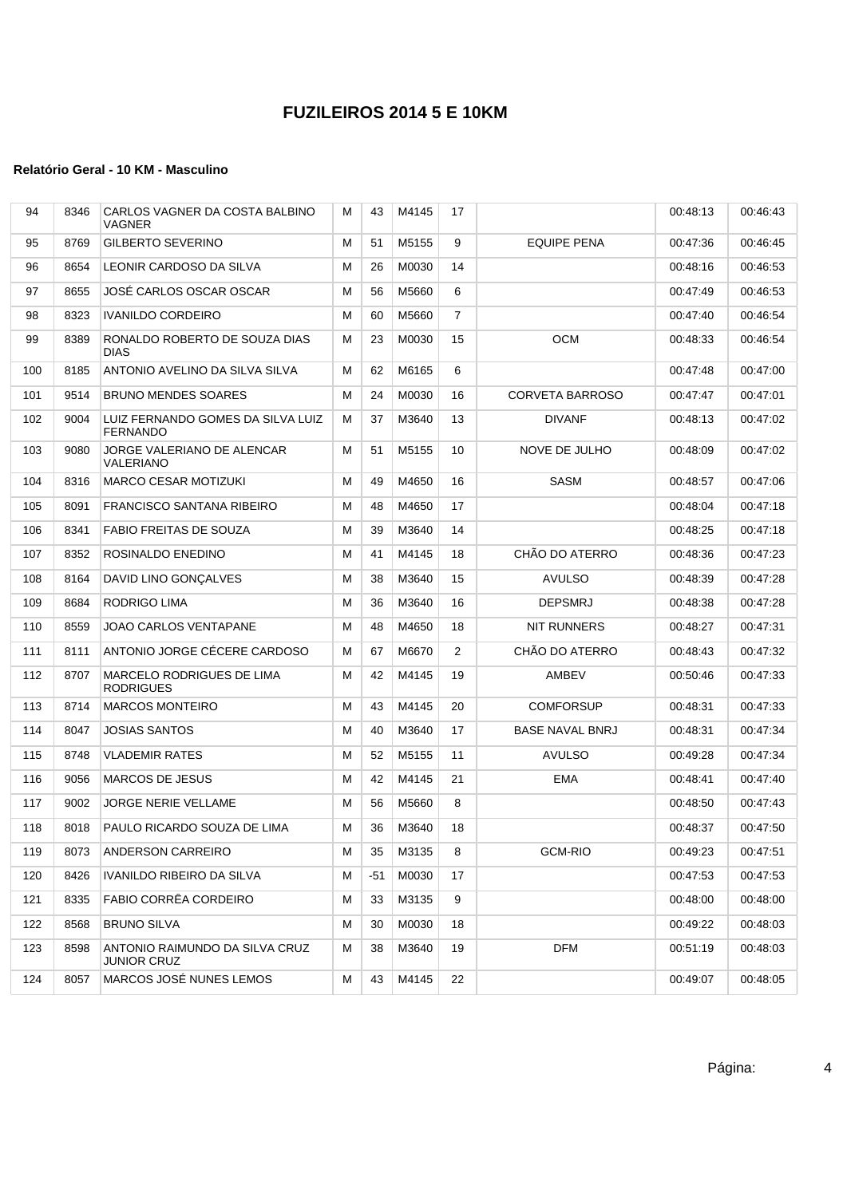# FUZILEIROS 2014 5 E 10KM

### Relatório Geral - 10 KM - Masculino

| | | | | | | | | | |
|---|---|---|---|---|---|---|---|---|---|
| 94 | 8346 | CARLOS VAGNER DA COSTA BALBINO VAGNER | M | 43 | M4145 | 17 | | 00:48:13 | 00:46:43 |
| 95 | 8769 | GILBERTO SEVERINO | M | 51 | M5155 | 9 | EQUIPE PENA | 00:47:36 | 00:46:45 |
| 96 | 8654 | LEONIR CARDOSO DA SILVA | M | 26 | M0030 | 14 | | 00:48:16 | 00:46:53 |
| 97 | 8655 | JOSÉ CARLOS OSCAR OSCAR | M | 56 | M5660 | 6 | | 00:47:49 | 00:46:53 |
| 98 | 8323 | IVANILDO CORDEIRO | M | 60 | M5660 | 7 | | 00:47:40 | 00:46:54 |
| 99 | 8389 | RONALDO ROBERTO DE SOUZA DIAS DIAS | M | 23 | M0030 | 15 | OCM | 00:48:33 | 00:46:54 |
| 100 | 8185 | ANTONIO AVELINO DA SILVA SILVA | M | 62 | M6165 | 6 | | 00:47:48 | 00:47:00 |
| 101 | 9514 | BRUNO MENDES SOARES | M | 24 | M0030 | 16 | CORVETA BARROSO | 00:47:47 | 00:47:01 |
| 102 | 9004 | LUIZ FERNANDO GOMES DA SILVA LUIZ FERNANDO | M | 37 | M3640 | 13 | DIVANF | 00:48:13 | 00:47:02 |
| 103 | 9080 | JORGE VALERIANO DE ALENCAR VALERIANO | M | 51 | M5155 | 10 | NOVE DE JULHO | 00:48:09 | 00:47:02 |
| 104 | 8316 | MARCO CESAR MOTIZUKI | M | 49 | M4650 | 16 | SASM | 00:48:57 | 00:47:06 |
| 105 | 8091 | FRANCISCO SANTANA RIBEIRO | M | 48 | M4650 | 17 | | 00:48:04 | 00:47:18 |
| 106 | 8341 | FABIO FREITAS DE SOUZA | M | 39 | M3640 | 14 | | 00:48:25 | 00:47:18 |
| 107 | 8352 | ROSINALDO ENEDINO | M | 41 | M4145 | 18 | CHÃO DO ATERRO | 00:48:36 | 00:47:23 |
| 108 | 8164 | DAVID LINO GONÇALVES | M | 38 | M3640 | 15 | AVULSO | 00:48:39 | 00:47:28 |
| 109 | 8684 | RODRIGO LIMA | M | 36 | M3640 | 16 | DEPSMRJ | 00:48:38 | 00:47:28 |
| 110 | 8559 | JOAO CARLOS VENTAPANE | M | 48 | M4650 | 18 | NIT RUNNERS | 00:48:27 | 00:47:31 |
| 111 | 8111 | ANTONIO JORGE CÉCERE CARDOSO | M | 67 | M6670 | 2 | CHÃO DO ATERRO | 00:48:43 | 00:47:32 |
| 112 | 8707 | MARCELO RODRIGUES DE LIMA RODRIGUES | M | 42 | M4145 | 19 | AMBEV | 00:50:46 | 00:47:33 |
| 113 | 8714 | MARCOS MONTEIRO | M | 43 | M4145 | 20 | COMFORSUP | 00:48:31 | 00:47:33 |
| 114 | 8047 | JOSIAS SANTOS | M | 40 | M3640 | 17 | BASE NAVAL BNRJ | 00:48:31 | 00:47:34 |
| 115 | 8748 | VLADEMIR RATES | M | 52 | M5155 | 11 | AVULSO | 00:49:28 | 00:47:34 |
| 116 | 9056 | MARCOS DE JESUS | M | 42 | M4145 | 21 | EMA | 00:48:41 | 00:47:40 |
| 117 | 9002 | JORGE NERIE VELLAME | M | 56 | M5660 | 8 | | 00:48:50 | 00:47:43 |
| 118 | 8018 | PAULO RICARDO SOUZA DE LIMA | M | 36 | M3640 | 18 | | 00:48:37 | 00:47:50 |
| 119 | 8073 | ANDERSON CARREIRO | M | 35 | M3135 | 8 | GCM-RIO | 00:49:23 | 00:47:51 |
| 120 | 8426 | IVANILDO RIBEIRO DA SILVA | M | -51 | M0030 | 17 | | 00:47:53 | 00:47:53 |
| 121 | 8335 | FABIO CORRÊA CORDEIRO | M | 33 | M3135 | 9 | | 00:48:00 | 00:48:00 |
| 122 | 8568 | BRUNO SILVA | M | 30 | M0030 | 18 | | 00:49:22 | 00:48:03 |
| 123 | 8598 | ANTONIO RAIMUNDO DA SILVA CRUZ JUNIOR CRUZ | M | 38 | M3640 | 19 | DFM | 00:51:19 | 00:48:03 |
| 124 | 8057 | MARCOS JOSÉ NUNES LEMOS | M | 43 | M4145 | 22 | | 00:49:07 | 00:48:05 |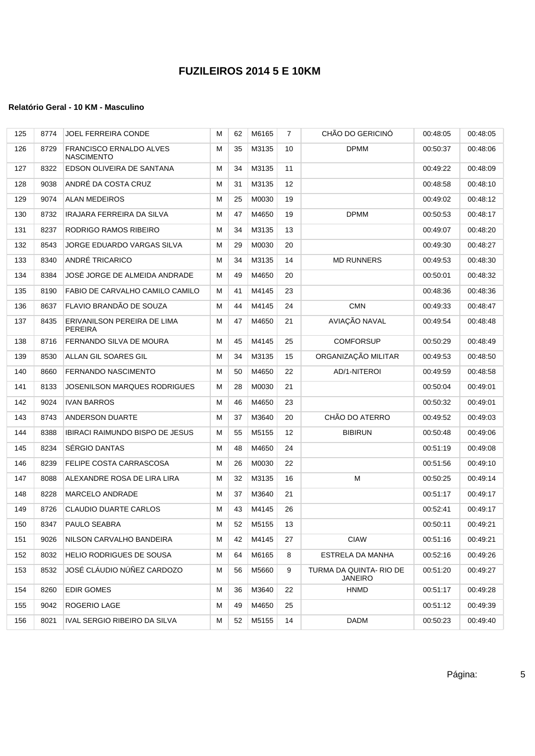# FUZILEIROS 2014 5 E 10KM

**Relatório Geral - 10 KM - Masculino**

| | | | | | | | | | |
|---|---|---|---|---|---|---|---|---|---|
| 125 | 8774 | JOEL FERREIRA CONDE | M | 62 | M6165 | 7 | CHÃO DO GERICINÓ | 00:48:05 | 00:48:05 |
| 126 | 8729 | FRANCISCO ERNALDO ALVES NASCIMENTO | M | 35 | M3135 | 10 | DPMM | 00:50:37 | 00:48:06 |
| 127 | 8322 | EDSON OLIVEIRA DE SANTANA | M | 34 | M3135 | 11 | | 00:49:22 | 00:48:09 |
| 128 | 9038 | ANDRÉ DA COSTA CRUZ | M | 31 | M3135 | 12 | | 00:48:58 | 00:48:10 |
| 129 | 9074 | ALAN MEDEIROS | M | 25 | M0030 | 19 | | 00:49:02 | 00:48:12 |
| 130 | 8732 | IRAJARA FERREIRA DA SILVA | M | 47 | M4650 | 19 | DPMM | 00:50:53 | 00:48:17 |
| 131 | 8237 | RODRIGO RAMOS RIBEIRO | M | 34 | M3135 | 13 | | 00:49:07 | 00:48:20 |
| 132 | 8543 | JORGE EDUARDO VARGAS SILVA | M | 29 | M0030 | 20 | | 00:49:30 | 00:48:27 |
| 133 | 8340 | ANDRÉ TRICARICO | M | 34 | M3135 | 14 | MD RUNNERS | 00:49:53 | 00:48:30 |
| 134 | 8384 | JOSÉ JORGE DE ALMEIDA ANDRADE | M | 49 | M4650 | 20 | | 00:50:01 | 00:48:32 |
| 135 | 8190 | FABIO DE CARVALHO CAMILO CAMILO | M | 41 | M4145 | 23 | | 00:48:36 | 00:48:36 |
| 136 | 8637 | FLAVIO BRANDÃO DE SOUZA | M | 44 | M4145 | 24 | CMN | 00:49:33 | 00:48:47 |
| 137 | 8435 | ERIVANILSON PEREIRA DE LIMA PEREIRA | M | 47 | M4650 | 21 | AVIAÇÃO NAVAL | 00:49:54 | 00:48:48 |
| 138 | 8716 | FERNANDO SILVA DE MOURA | M | 45 | M4145 | 25 | COMFORSUP | 00:50:29 | 00:48:49 |
| 139 | 8530 | ALLAN GIL SOARES GIL | M | 34 | M3135 | 15 | ORGANIZAÇÃO MILITAR | 00:49:53 | 00:48:50 |
| 140 | 8660 | FERNANDO NASCIMENTO | M | 50 | M4650 | 22 | AD/1-NITEROI | 00:49:59 | 00:48:58 |
| 141 | 8133 | JOSENILSON MARQUES RODRIGUES | M | 28 | M0030 | 21 | | 00:50:04 | 00:49:01 |
| 142 | 9024 | IVAN BARROS | M | 46 | M4650 | 23 | | 00:50:32 | 00:49:01 |
| 143 | 8743 | ANDERSON DUARTE | M | 37 | M3640 | 20 | CHÃO DO ATERRO | 00:49:52 | 00:49:03 |
| 144 | 8388 | IBIRACI RAIMUNDO BISPO DE JESUS | M | 55 | M5155 | 12 | BIBIRUN | 00:50:48 | 00:49:06 |
| 145 | 8234 | SÉRGIO DANTAS | M | 48 | M4650 | 24 | | 00:51:19 | 00:49:08 |
| 146 | 8239 | FELIPE COSTA CARRASCOSA | M | 26 | M0030 | 22 | | 00:51:56 | 00:49:10 |
| 147 | 8088 | ALEXANDRE ROSA DE LIRA LIRA | M | 32 | M3135 | 16 | M | 00:50:25 | 00:49:14 |
| 148 | 8228 | MARCELO ANDRADE | M | 37 | M3640 | 21 | | 00:51:17 | 00:49:17 |
| 149 | 8726 | CLAUDIO DUARTE CARLOS | M | 43 | M4145 | 26 | | 00:52:41 | 00:49:17 |
| 150 | 8347 | PAULO SEABRA | M | 52 | M5155 | 13 | | 00:50:11 | 00:49:21 |
| 151 | 9026 | NILSON CARVALHO BANDEIRA | M | 42 | M4145 | 27 | CIAW | 00:51:16 | 00:49:21 |
| 152 | 8032 | HELIO RODRIGUES DE SOUSA | M | 64 | M6165 | 8 | ESTRELA DA MANHA | 00:52:16 | 00:49:26 |
| 153 | 8532 | JOSÉ CLÁUDIO NÚÑEZ CARDOZO | M | 56 | M5660 | 9 | TURMA DA QUINTA- RIO DE JANEIRO | 00:51:20 | 00:49:27 |
| 154 | 8260 | EDIR GOMES | M | 36 | M3640 | 22 | HNMD | 00:51:17 | 00:49:28 |
| 155 | 9042 | ROGERIO LAGE | M | 49 | M4650 | 25 | | 00:51:12 | 00:49:39 |
| 156 | 8021 | IVAL SERGIO RIBEIRO DA SILVA | M | 52 | M5155 | 14 | DADM | 00:50:23 | 00:49:40 |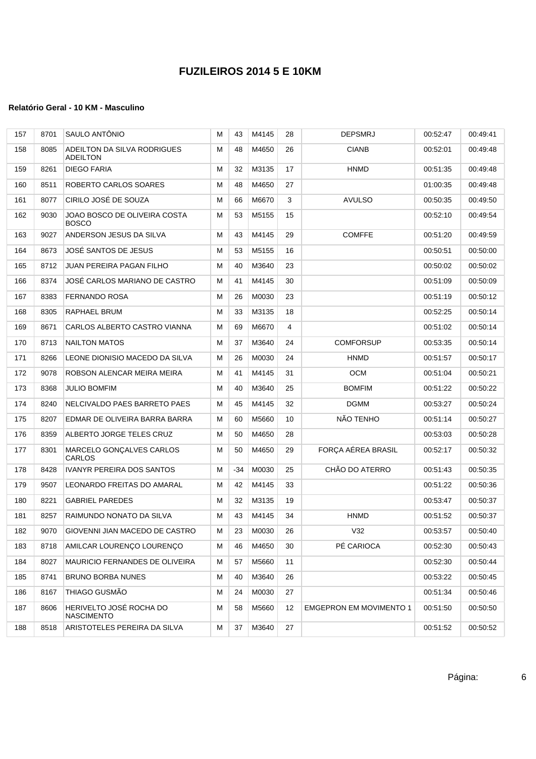# FUZILEIROS 2014 5 E 10KM

**Relatório Geral - 10 KM - Masculino**

| | | | | | | | | | |
|---|---|---|---|---|---|---|---|---|---|
| 157 | 8701 | SAULO ANTÔNIO | M | 43 | M4145 | 28 | DEPSMRJ | 00:52:47 | 00:49:41 |
| 158 | 8085 | ADEILTON DA SILVA RODRIGUES ADEILTON | M | 48 | M4650 | 26 | CIANB | 00:52:01 | 00:49:48 |
| 159 | 8261 | DIEGO FARIA | M | 32 | M3135 | 17 | HNMD | 00:51:35 | 00:49:48 |
| 160 | 8511 | ROBERTO CARLOS SOARES | M | 48 | M4650 | 27 | | 01:00:35 | 00:49:48 |
| 161 | 8077 | CIRILO JOSÉ DE SOUZA | M | 66 | M6670 | 3 | AVULSO | 00:50:35 | 00:49:50 |
| 162 | 9030 | JOAO BOSCO DE OLIVEIRA COSTA BOSCO | M | 53 | M5155 | 15 | | 00:52:10 | 00:49:54 |
| 163 | 9027 | ANDERSON JESUS DA SILVA | M | 43 | M4145 | 29 | COMFFE | 00:51:20 | 00:49:59 |
| 164 | 8673 | JOSÉ SANTOS DE JESUS | M | 53 | M5155 | 16 | | 00:50:51 | 00:50:00 |
| 165 | 8712 | JUAN PEREIRA PAGAN FILHO | M | 40 | M3640 | 23 | | 00:50:02 | 00:50:02 |
| 166 | 8374 | JOSÉ CARLOS MARIANO DE CASTRO | M | 41 | M4145 | 30 | | 00:51:09 | 00:50:09 |
| 167 | 8383 | FERNANDO ROSA | M | 26 | M0030 | 23 | | 00:51:19 | 00:50:12 |
| 168 | 8305 | RAPHAEL BRUM | M | 33 | M3135 | 18 | | 00:52:25 | 00:50:14 |
| 169 | 8671 | CARLOS ALBERTO CASTRO VIANNA | M | 69 | M6670 | 4 | | 00:51:02 | 00:50:14 |
| 170 | 8713 | NAILTON MATOS | M | 37 | M3640 | 24 | COMFORSUP | 00:53:35 | 00:50:14 |
| 171 | 8266 | LEONE DIONISIO MACEDO DA SILVA | M | 26 | M0030 | 24 | HNMD | 00:51:57 | 00:50:17 |
| 172 | 9078 | ROBSON ALENCAR MEIRA MEIRA | M | 41 | M4145 | 31 | OCM | 00:51:04 | 00:50:21 |
| 173 | 8368 | JULIO BOMFIM | M | 40 | M3640 | 25 | BOMFIM | 00:51:22 | 00:50:22 |
| 174 | 8240 | NELCIVALDO PAES BARRETO PAES | M | 45 | M4145 | 32 | DGMM | 00:53:27 | 00:50:24 |
| 175 | 8207 | EDMAR DE OLIVEIRA BARRA BARRA | M | 60 | M5660 | 10 | NÃO TENHO | 00:51:14 | 00:50:27 |
| 176 | 8359 | ALBERTO JORGE TELES CRUZ | M | 50 | M4650 | 28 | | 00:53:03 | 00:50:28 |
| 177 | 8301 | MARCELO GONÇALVES CARLOS CARLOS | M | 50 | M4650 | 29 | FORÇA AÉREA BRASIL | 00:52:17 | 00:50:32 |
| 178 | 8428 | IVANYR PEREIRA DOS SANTOS | M | -34 | M0030 | 25 | CHÃO DO ATERRO | 00:51:43 | 00:50:35 |
| 179 | 9507 | LEONARDO FREITAS DO AMARAL | M | 42 | M4145 | 33 | | 00:51:22 | 00:50:36 |
| 180 | 8221 | GABRIEL PAREDES | M | 32 | M3135 | 19 | | 00:53:47 | 00:50:37 |
| 181 | 8257 | RAIMUNDO NONATO DA SILVA | M | 43 | M4145 | 34 | HNMD | 00:51:52 | 00:50:37 |
| 182 | 9070 | GIOVENNI JIAN MACEDO DE CASTRO | M | 23 | M0030 | 26 | V32 | 00:53:57 | 00:50:40 |
| 183 | 8718 | AMILCAR LOURENÇO LOURENÇO | M | 46 | M4650 | 30 | PÉ CARIOCA | 00:52:30 | 00:50:43 |
| 184 | 8027 | MAURICIO FERNANDES DE OLIVEIRA | M | 57 | M5660 | 11 | | 00:52:30 | 00:50:44 |
| 185 | 8741 | BRUNO BORBA NUNES | M | 40 | M3640 | 26 | | 00:53:22 | 00:50:45 |
| 186 | 8167 | THIAGO GUSMÃO | M | 24 | M0030 | 27 | | 00:51:34 | 00:50:46 |
| 187 | 8606 | HERIVELTO JOSÉ ROCHA DO NASCIMENTO | M | 58 | M5660 | 12 | EMGEPRON EM MOVIMENTO 1 | 00:51:50 | 00:50:50 |
| 188 | 8518 | ARISTOTELES PEREIRA DA SILVA | M | 37 | M3640 | 27 | | 00:51:52 | 00:50:52 |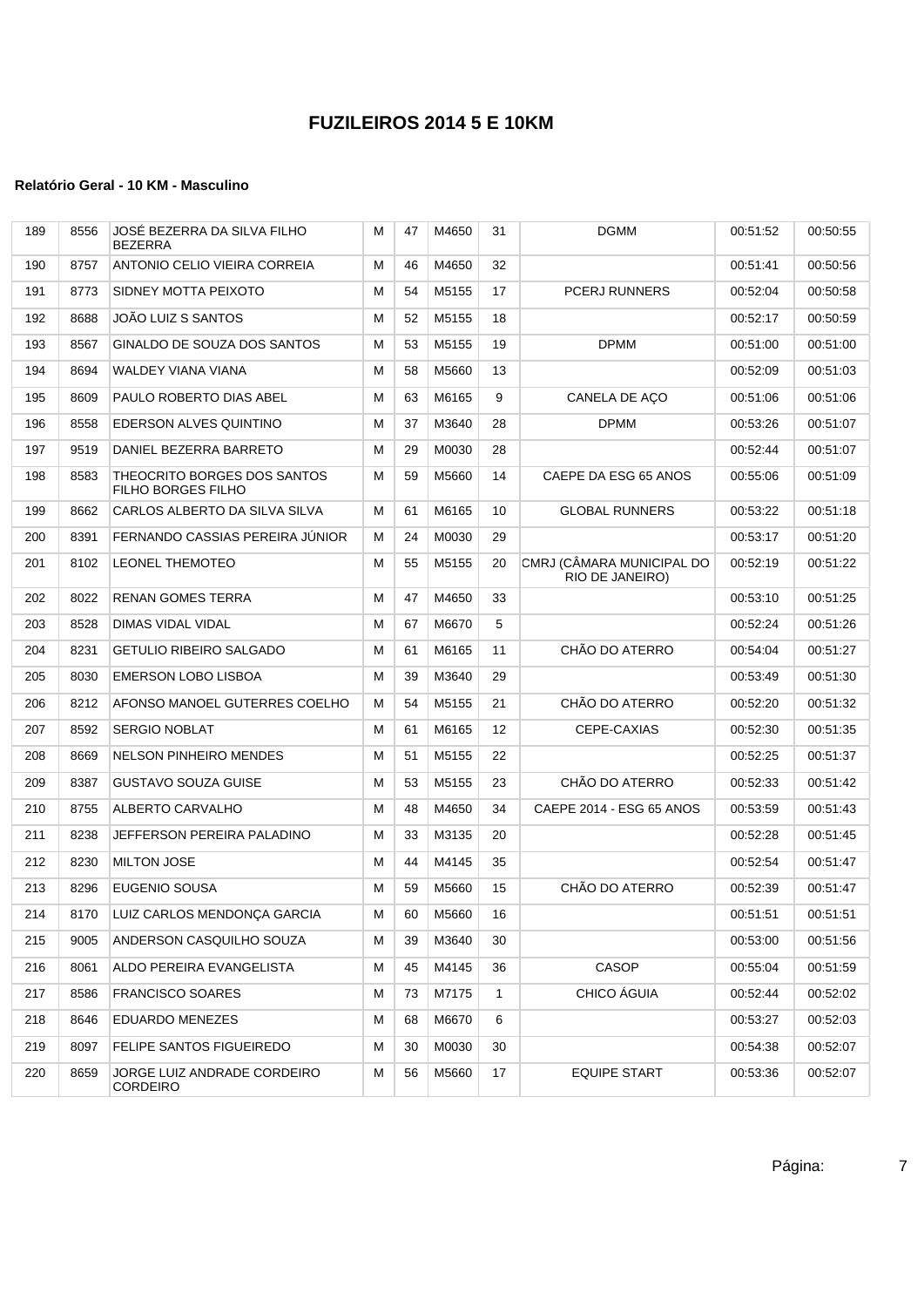# FUZILEIROS 2014 5 E 10KM

**Relatório Geral - 10 KM - Masculino**

| | | | | | | | | | |
|---|---|---|---|---|---|---|---|---|---|
| 189 | 8556 | JOSÉ BEZERRA DA SILVA FILHO BEZERRA | M | 47 | M4650 | 31 | DGMM | 00:51:52 | 00:50:55 |
| 190 | 8757 | ANTONIO CELIO VIEIRA CORREIA | M | 46 | M4650 | 32 | | 00:51:41 | 00:50:56 |
| 191 | 8773 | SIDNEY MOTTA PEIXOTO | M | 54 | M5155 | 17 | PCERJ RUNNERS | 00:52:04 | 00:50:58 |
| 192 | 8688 | JOÃO LUIZ S SANTOS | M | 52 | M5155 | 18 | | 00:52:17 | 00:50:59 |
| 193 | 8567 | GINALDO DE SOUZA DOS SANTOS | M | 53 | M5155 | 19 | DPMM | 00:51:00 | 00:51:00 |
| 194 | 8694 | WALDEY VIANA VIANA | M | 58 | M5660 | 13 | | 00:52:09 | 00:51:03 |
| 195 | 8609 | PAULO ROBERTO DIAS ABEL | M | 63 | M6165 | 9 | CANELA DE AÇO | 00:51:06 | 00:51:06 |
| 196 | 8558 | EDERSON ALVES QUINTINO | M | 37 | M3640 | 28 | DPMM | 00:53:26 | 00:51:07 |
| 197 | 9519 | DANIEL BEZERRA BARRETO | M | 29 | M0030 | 28 | | 00:52:44 | 00:51:07 |
| 198 | 8583 | THEOCRITO BORGES DOS SANTOS FILHO BORGES FILHO | M | 59 | M5660 | 14 | CAEPE DA ESG 65 ANOS | 00:55:06 | 00:51:09 |
| 199 | 8662 | CARLOS ALBERTO DA SILVA SILVA | M | 61 | M6165 | 10 | GLOBAL RUNNERS | 00:53:22 | 00:51:18 |
| 200 | 8391 | FERNANDO CASSIAS PEREIRA JÚNIOR | M | 24 | M0030 | 29 | | 00:53:17 | 00:51:20 |
| 201 | 8102 | LEONEL THEMOTEO | M | 55 | M5155 | 20 | CMRJ (CÂMARA MUNICIPAL DO RIO DE JANEIRO) | 00:52:19 | 00:51:22 |
| 202 | 8022 | RENAN GOMES TERRA | M | 47 | M4650 | 33 | | 00:53:10 | 00:51:25 |
| 203 | 8528 | DIMAS VIDAL VIDAL | M | 67 | M6670 | 5 | | 00:52:24 | 00:51:26 |
| 204 | 8231 | GETULIO RIBEIRO SALGADO | M | 61 | M6165 | 11 | CHÃO DO ATERRO | 00:54:04 | 00:51:27 |
| 205 | 8030 | EMERSON LOBO LISBOA | M | 39 | M3640 | 29 | | 00:53:49 | 00:51:30 |
| 206 | 8212 | AFONSO MANOEL GUTERRES COELHO | M | 54 | M5155 | 21 | CHÃO DO ATERRO | 00:52:20 | 00:51:32 |
| 207 | 8592 | SERGIO NOBLAT | M | 61 | M6165 | 12 | CEPE-CAXIAS | 00:52:30 | 00:51:35 |
| 208 | 8669 | NELSON PINHEIRO MENDES | M | 51 | M5155 | 22 | | 00:52:25 | 00:51:37 |
| 209 | 8387 | GUSTAVO SOUZA GUISE | M | 53 | M5155 | 23 | CHÃO DO ATERRO | 00:52:33 | 00:51:42 |
| 210 | 8755 | ALBERTO CARVALHO | M | 48 | M4650 | 34 | CAEPE 2014 - ESG 65 ANOS | 00:53:59 | 00:51:43 |
| 211 | 8238 | JEFFERSON PEREIRA PALADINO | M | 33 | M3135 | 20 | | 00:52:28 | 00:51:45 |
| 212 | 8230 | MILTON JOSE | M | 44 | M4145 | 35 | | 00:52:54 | 00:51:47 |
| 213 | 8296 | EUGENIO SOUSA | M | 59 | M5660 | 15 | CHÃO DO ATERRO | 00:52:39 | 00:51:47 |
| 214 | 8170 | LUIZ CARLOS MENDONÇA GARCIA | M | 60 | M5660 | 16 | | 00:51:51 | 00:51:51 |
| 215 | 9005 | ANDERSON CASQUILHO SOUZA | M | 39 | M3640 | 30 | | 00:53:00 | 00:51:56 |
| 216 | 8061 | ALDO PEREIRA EVANGELISTA | M | 45 | M4145 | 36 | CASOP | 00:55:04 | 00:51:59 |
| 217 | 8586 | FRANCISCO SOARES | M | 73 | M7175 | 1 | CHICO ÁGUIA | 00:52:44 | 00:52:02 |
| 218 | 8646 | EDUARDO MENEZES | M | 68 | M6670 | 6 | | 00:53:27 | 00:52:03 |
| 219 | 8097 | FELIPE SANTOS FIGUEIREDO | M | 30 | M0030 | 30 | | 00:54:38 | 00:52:07 |
| 220 | 8659 | JORGE LUIZ ANDRADE CORDEIRO CORDEIRO | M | 56 | M5660 | 17 | EQUIPE START | 00:53:36 | 00:52:07 |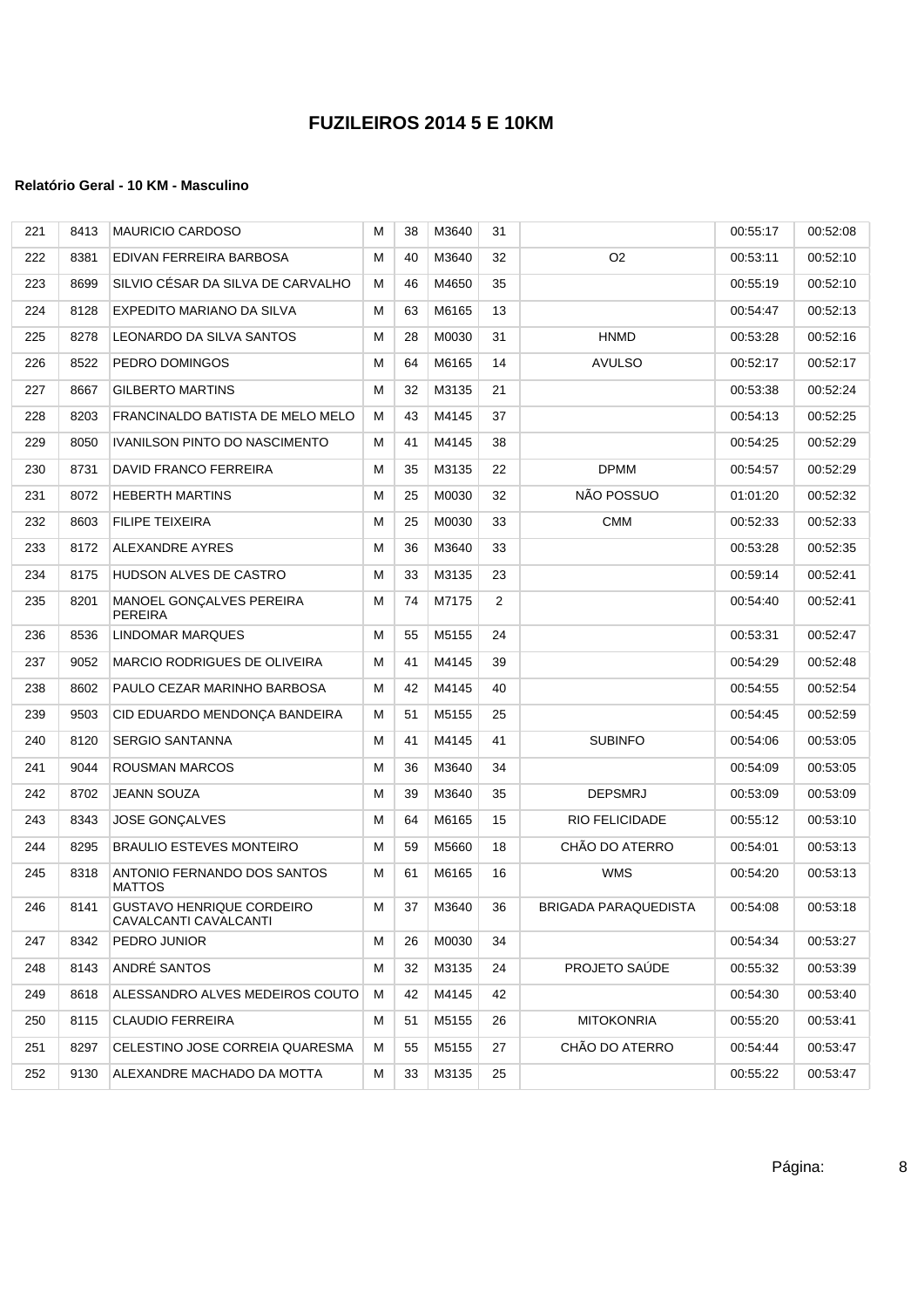# FUZILEIROS 2014 5 E 10KM

### Relatório Geral - 10 KM - Masculino

| | | | | | | | | | |
|---|---|---|---|---|---|---|---|---|---|
| 221 | 8413 | MAURICIO CARDOSO | M | 38 | M3640 | 31 | | 00:55:17 | 00:52:08 |
| 222 | 8381 | EDIVAN FERREIRA BARBOSA | M | 40 | M3640 | 32 | O2 | 00:53:11 | 00:52:10 |
| 223 | 8699 | SILVIO CÉSAR DA SILVA DE CARVALHO | M | 46 | M4650 | 35 | | 00:55:19 | 00:52:10 |
| 224 | 8128 | EXPEDITO MARIANO DA SILVA | M | 63 | M6165 | 13 | | 00:54:47 | 00:52:13 |
| 225 | 8278 | LEONARDO DA SILVA SANTOS | M | 28 | M0030 | 31 | HNMD | 00:53:28 | 00:52:16 |
| 226 | 8522 | PEDRO DOMINGOS | M | 64 | M6165 | 14 | AVULSO | 00:52:17 | 00:52:17 |
| 227 | 8667 | GILBERTO MARTINS | M | 32 | M3135 | 21 | | 00:53:38 | 00:52:24 |
| 228 | 8203 | FRANCINALDO BATISTA DE MELO MELO | M | 43 | M4145 | 37 | | 00:54:13 | 00:52:25 |
| 229 | 8050 | IVANILSON PINTO DO NASCIMENTO | M | 41 | M4145 | 38 | | 00:54:25 | 00:52:29 |
| 230 | 8731 | DAVID FRANCO FERREIRA | M | 35 | M3135 | 22 | DPMM | 00:54:57 | 00:52:29 |
| 231 | 8072 | HEBERTH MARTINS | M | 25 | M0030 | 32 | NÃO POSSUO | 01:01:20 | 00:52:32 |
| 232 | 8603 | FILIPE TEIXEIRA | M | 25 | M0030 | 33 | CMM | 00:52:33 | 00:52:33 |
| 233 | 8172 | ALEXANDRE AYRES | M | 36 | M3640 | 33 | | 00:53:28 | 00:52:35 |
| 234 | 8175 | HUDSON ALVES DE CASTRO | M | 33 | M3135 | 23 | | 00:59:14 | 00:52:41 |
| 235 | 8201 | MANOEL GONÇALVES PEREIRA PEREIRA | M | 74 | M7175 | 2 | | 00:54:40 | 00:52:41 |
| 236 | 8536 | LINDOMAR MARQUES | M | 55 | M5155 | 24 | | 00:53:31 | 00:52:47 |
| 237 | 9052 | MARCIO RODRIGUES DE OLIVEIRA | M | 41 | M4145 | 39 | | 00:54:29 | 00:52:48 |
| 238 | 8602 | PAULO CEZAR MARINHO BARBOSA | M | 42 | M4145 | 40 | | 00:54:55 | 00:52:54 |
| 239 | 9503 | CID EDUARDO MENDONÇA BANDEIRA | M | 51 | M5155 | 25 | | 00:54:45 | 00:52:59 |
| 240 | 8120 | SERGIO SANTANNA | M | 41 | M4145 | 41 | SUBINFO | 00:54:06 | 00:53:05 |
| 241 | 9044 | ROUSMAN MARCOS | M | 36 | M3640 | 34 | | 00:54:09 | 00:53:05 |
| 242 | 8702 | JEANN SOUZA | M | 39 | M3640 | 35 | DEPSMRJ | 00:53:09 | 00:53:09 |
| 243 | 8343 | JOSE GONÇALVES | M | 64 | M6165 | 15 | RIO FELICIDADE | 00:55:12 | 00:53:10 |
| 244 | 8295 | BRAULIO ESTEVES MONTEIRO | M | 59 | M5660 | 18 | CHÃO DO ATERRO | 00:54:01 | 00:53:13 |
| 245 | 8318 | ANTONIO FERNANDO DOS SANTOS MATTOS | M | 61 | M6165 | 16 | WMS | 00:54:20 | 00:53:13 |
| 246 | 8141 | GUSTAVO HENRIQUE CORDEIRO CAVALCANTI CAVALCANTI | M | 37 | M3640 | 36 | BRIGADA PARAQUEDISTA | 00:54:08 | 00:53:18 |
| 247 | 8342 | PEDRO JUNIOR | M | 26 | M0030 | 34 | | 00:54:34 | 00:53:27 |
| 248 | 8143 | ANDRÉ SANTOS | M | 32 | M3135 | 24 | PROJETO SAÚDE | 00:55:32 | 00:53:39 |
| 249 | 8618 | ALESSANDRO ALVES MEDEIROS COUTO | M | 42 | M4145 | 42 | | 00:54:30 | 00:53:40 |
| 250 | 8115 | CLAUDIO FERREIRA | M | 51 | M5155 | 26 | MITOKONRIA | 00:55:20 | 00:53:41 |
| 251 | 8297 | CELESTINO JOSE CORREIA QUARESMA | M | 55 | M5155 | 27 | CHÃO DO ATERRO | 00:54:44 | 00:53:47 |
| 252 | 9130 | ALEXANDRE MACHADO DA MOTTA | M | 33 | M3135 | 25 | | 00:55:22 | 00:53:47 |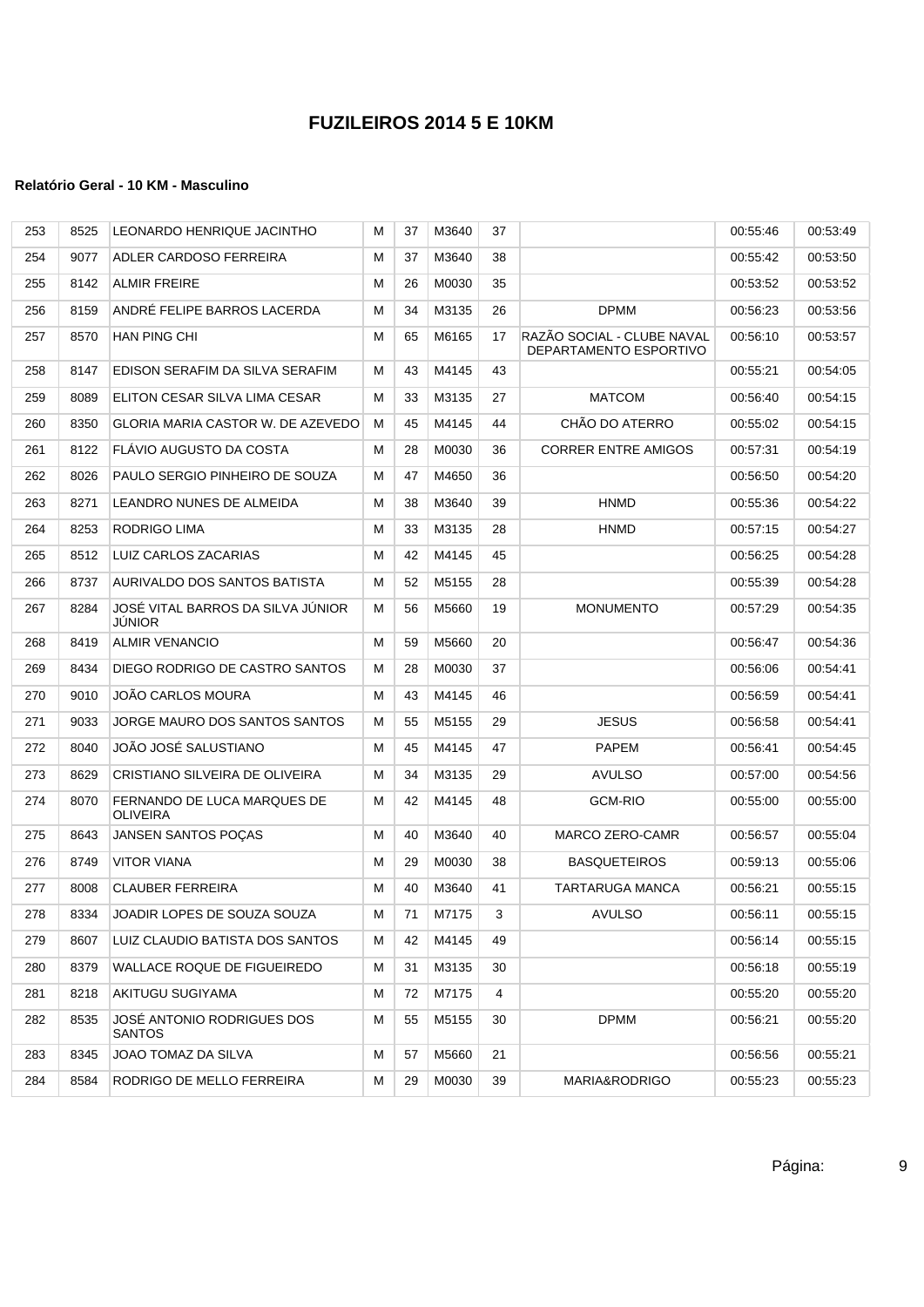# FUZILEIROS 2014 5 E 10KM

### Relatório Geral - 10 KM - Masculino

| | | | | | | | | | |
|---|---|---|---|---|---|---|---|---|---|
| 253 | 8525 | LEONARDO HENRIQUE JACINTHO | M | 37 | M3640 | 37 | | 00:55:46 | 00:53:49 |
| 254 | 9077 | ADLER CARDOSO FERREIRA | M | 37 | M3640 | 38 | | 00:55:42 | 00:53:50 |
| 255 | 8142 | ALMIR FREIRE | M | 26 | M0030 | 35 | | 00:53:52 | 00:53:52 |
| 256 | 8159 | ANDRÉ FELIPE BARROS LACERDA | M | 34 | M3135 | 26 | DPMM | 00:56:23 | 00:53:56 |
| 257 | 8570 | HAN PING CHI | M | 65 | M6165 | 17 | RAZÃO SOCIAL - CLUBE NAVAL DEPARTAMENTO ESPORTIVO | 00:56:10 | 00:53:57 |
| 258 | 8147 | EDISON SERAFIM DA SILVA SERAFIM | M | 43 | M4145 | 43 | | 00:55:21 | 00:54:05 |
| 259 | 8089 | ELITON CESAR SILVA LIMA CESAR | M | 33 | M3135 | 27 | MATCOM | 00:56:40 | 00:54:15 |
| 260 | 8350 | GLORIA MARIA CASTOR W. DE AZEVEDO | M | 45 | M4145 | 44 | CHÃO DO ATERRO | 00:55:02 | 00:54:15 |
| 261 | 8122 | FLÁVIO AUGUSTO DA COSTA | M | 28 | M0030 | 36 | CORRER ENTRE AMIGOS | 00:57:31 | 00:54:19 |
| 262 | 8026 | PAULO SERGIO PINHEIRO DE SOUZA | M | 47 | M4650 | 36 | | 00:56:50 | 00:54:20 |
| 263 | 8271 | LEANDRO NUNES DE ALMEIDA | M | 38 | M3640 | 39 | HNMD | 00:55:36 | 00:54:22 |
| 264 | 8253 | RODRIGO LIMA | M | 33 | M3135 | 28 | HNMD | 00:57:15 | 00:54:27 |
| 265 | 8512 | LUIZ CARLOS ZACARIAS | M | 42 | M4145 | 45 | | 00:56:25 | 00:54:28 |
| 266 | 8737 | AURIVALDO DOS SANTOS BATISTA | M | 52 | M5155 | 28 | | 00:55:39 | 00:54:28 |
| 267 | 8284 | JOSÉ VITAL BARROS DA SILVA JÚNIOR JÚNIOR | M | 56 | M5660 | 19 | MONUMENTO | 00:57:29 | 00:54:35 |
| 268 | 8419 | ALMIR VENANCIO | M | 59 | M5660 | 20 | | 00:56:47 | 00:54:36 |
| 269 | 8434 | DIEGO RODRIGO DE CASTRO SANTOS | M | 28 | M0030 | 37 | | 00:56:06 | 00:54:41 |
| 270 | 9010 | JOÃO CARLOS MOURA | M | 43 | M4145 | 46 | | 00:56:59 | 00:54:41 |
| 271 | 9033 | JORGE MAURO DOS SANTOS SANTOS | M | 55 | M5155 | 29 | JESUS | 00:56:58 | 00:54:41 |
| 272 | 8040 | JOÃO JOSÉ SALUSTIANO | M | 45 | M4145 | 47 | PAPEM | 00:56:41 | 00:54:45 |
| 273 | 8629 | CRISTIANO SILVEIRA DE OLIVEIRA | M | 34 | M3135 | 29 | AVULSO | 00:57:00 | 00:54:56 |
| 274 | 8070 | FERNANDO DE LUCA MARQUES DE OLIVEIRA | M | 42 | M4145 | 48 | GCM-RIO | 00:55:00 | 00:55:00 |
| 275 | 8643 | JANSEN SANTOS POÇAS | M | 40 | M3640 | 40 | MARCO ZERO-CAMR | 00:56:57 | 00:55:04 |
| 276 | 8749 | VITOR VIANA | M | 29 | M0030 | 38 | BASQUETEIROS | 00:59:13 | 00:55:06 |
| 277 | 8008 | CLAUBER FERREIRA | M | 40 | M3640 | 41 | TARTARUGA MANCA | 00:56:21 | 00:55:15 |
| 278 | 8334 | JOADIR LOPES DE SOUZA SOUZA | M | 71 | M7175 | 3 | AVULSO | 00:56:11 | 00:55:15 |
| 279 | 8607 | LUIZ CLAUDIO BATISTA DOS SANTOS | M | 42 | M4145 | 49 | | 00:56:14 | 00:55:15 |
| 280 | 8379 | WALLACE ROQUE DE FIGUEIREDO | M | 31 | M3135 | 30 | | 00:56:18 | 00:55:19 |
| 281 | 8218 | AKITUGU SUGIYAMA | M | 72 | M7175 | 4 | | 00:55:20 | 00:55:20 |
| 282 | 8535 | JOSÉ ANTONIO RODRIGUES DOS SANTOS | M | 55 | M5155 | 30 | DPMM | 00:56:21 | 00:55:20 |
| 283 | 8345 | JOAO TOMAZ DA SILVA | M | 57 | M5660 | 21 | | 00:56:56 | 00:55:21 |
| 284 | 8584 | RODRIGO DE MELLO FERREIRA | M | 29 | M0030 | 39 | MARIA&RODRIGO | 00:55:23 | 00:55:23 |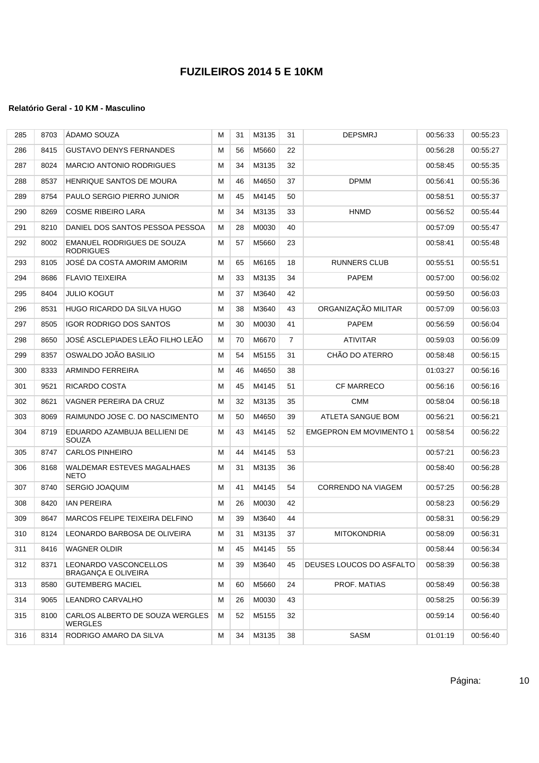# FUZILEIROS 2014 5 E 10KM

### Relatório Geral - 10 KM - Masculino

| | | | | | | | | | |
|---|---|---|---|---|---|---|---|---|---|
| 285 | 8703 | ÁDAMO SOUZA | M | 31 | M3135 | 31 | DEPSMRJ | 00:56:33 | 00:55:23 |
| 286 | 8415 | GUSTAVO DENYS FERNANDES | M | 56 | M5660 | 22 | | 00:56:28 | 00:55:27 |
| 287 | 8024 | MARCIO ANTONIO RODRIGUES | M | 34 | M3135 | 32 | | 00:58:45 | 00:55:35 |
| 288 | 8537 | HENRIQUE SANTOS DE MOURA | M | 46 | M4650 | 37 | DPMM | 00:56:41 | 00:55:36 |
| 289 | 8754 | PAULO SERGIO PIERRO JUNIOR | M | 45 | M4145 | 50 | | 00:58:51 | 00:55:37 |
| 290 | 8269 | COSME RIBEIRO LARA | M | 34 | M3135 | 33 | HNMD | 00:56:52 | 00:55:44 |
| 291 | 8210 | DANIEL DOS SANTOS PESSOA PESSOA | M | 28 | M0030 | 40 | | 00:57:09 | 00:55:47 |
| 292 | 8002 | EMANUEL RODRIGUES DE SOUZA RODRIGUES | M | 57 | M5660 | 23 | | 00:58:41 | 00:55:48 |
| 293 | 8105 | JOSÉ DA COSTA AMORIM AMORIM | M | 65 | M6165 | 18 | RUNNERS CLUB | 00:55:51 | 00:55:51 |
| 294 | 8686 | FLAVIO TEIXEIRA | M | 33 | M3135 | 34 | PAPEM | 00:57:00 | 00:56:02 |
| 295 | 8404 | JULIO KOGUT | M | 37 | M3640 | 42 | | 00:59:50 | 00:56:03 |
| 296 | 8531 | HUGO RICARDO DA SILVA HUGO | M | 38 | M3640 | 43 | ORGANIZAÇÃO MILITAR | 00:57:09 | 00:56:03 |
| 297 | 8505 | IGOR RODRIGO DOS SANTOS | M | 30 | M0030 | 41 | PAPEM | 00:56:59 | 00:56:04 |
| 298 | 8650 | JOSÉ ASCLEPIADES LEÃO FILHO LEÃO | M | 70 | M6670 | 7 | ATIVITAR | 00:59:03 | 00:56:09 |
| 299 | 8357 | OSWALDO JOÃO BASILIO | M | 54 | M5155 | 31 | CHÃO DO ATERRO | 00:58:48 | 00:56:15 |
| 300 | 8333 | ARMINDO FERREIRA | M | 46 | M4650 | 38 | | 01:03:27 | 00:56:16 |
| 301 | 9521 | RICARDO COSTA | M | 45 | M4145 | 51 | CF MARRECO | 00:56:16 | 00:56:16 |
| 302 | 8621 | VAGNER PEREIRA DA CRUZ | M | 32 | M3135 | 35 | CMM | 00:58:04 | 00:56:18 |
| 303 | 8069 | RAIMUNDO JOSE C. DO NASCIMENTO | M | 50 | M4650 | 39 | ATLETA SANGUE BOM | 00:56:21 | 00:56:21 |
| 304 | 8719 | EDUARDO AZAMBUJA BELLIENI DE SOUZA | M | 43 | M4145 | 52 | EMGEPRON EM MOVIMENTO 1 | 00:58:54 | 00:56:22 |
| 305 | 8747 | CARLOS PINHEIRO | M | 44 | M4145 | 53 | | 00:57:21 | 00:56:23 |
| 306 | 8168 | WALDEMAR ESTEVES MAGALHAES NETO | M | 31 | M3135 | 36 | | 00:58:40 | 00:56:28 |
| 307 | 8740 | SERGIO JOAQUIM | M | 41 | M4145 | 54 | CORRENDO NA VIAGEM | 00:57:25 | 00:56:28 |
| 308 | 8420 | IAN PEREIRA | M | 26 | M0030 | 42 | | 00:58:23 | 00:56:29 |
| 309 | 8647 | MARCOS FELIPE TEIXEIRA DELFINO | M | 39 | M3640 | 44 | | 00:58:31 | 00:56:29 |
| 310 | 8124 | LEONARDO BARBOSA DE OLIVEIRA | M | 31 | M3135 | 37 | MITOKONDRIA | 00:58:09 | 00:56:31 |
| 311 | 8416 | WAGNER OLDIR | M | 45 | M4145 | 55 | | 00:58:44 | 00:56:34 |
| 312 | 8371 | LEONARDO VASCONCELLOS BRAGANÇA E OLIVEIRA | M | 39 | M3640 | 45 | DEUSES LOUCOS DO ASFALTO | 00:58:39 | 00:56:38 |
| 313 | 8580 | GUTEMBERG MACIEL | M | 60 | M5660 | 24 | PROF. MATIAS | 00:58:49 | 00:56:38 |
| 314 | 9065 | LEANDRO CARVALHO | M | 26 | M0030 | 43 | | 00:58:25 | 00:56:39 |
| 315 | 8100 | CARLOS ALBERTO DE SOUZA WERGLES WERGLES | M | 52 | M5155 | 32 | | 00:59:14 | 00:56:40 |
| 316 | 8314 | RODRIGO AMARO DA SILVA | M | 34 | M3135 | 38 | SASM | 01:01:19 | 00:56:40 |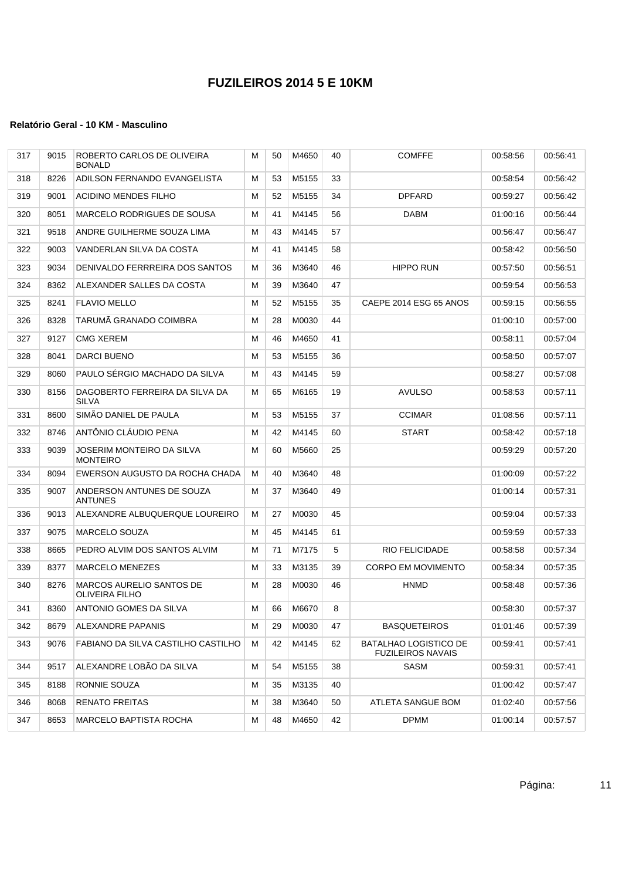# FUZILEIROS 2014 5 E 10KM

### Relatório Geral - 10 KM - Masculino

| | | | | | | | | | |
|---|---|---|---|---|---|---|---|---|---|
| 317 | 9015 | ROBERTO CARLOS DE OLIVEIRA BONALD | M | 50 | M4650 | 40 | COMFFE | 00:58:56 | 00:56:41 |
| 318 | 8226 | ADILSON FERNANDO EVANGELISTA | M | 53 | M5155 | 33 | | 00:58:54 | 00:56:42 |
| 319 | 9001 | ACIDINO MENDES FILHO | M | 52 | M5155 | 34 | DPFARD | 00:59:27 | 00:56:42 |
| 320 | 8051 | MARCELO RODRIGUES DE SOUSA | M | 41 | M4145 | 56 | DABM | 01:00:16 | 00:56:44 |
| 321 | 9518 | ANDRE GUILHERME SOUZA LIMA | M | 43 | M4145 | 57 | | 00:56:47 | 00:56:47 |
| 322 | 9003 | VANDERLAN SILVA DA COSTA | M | 41 | M4145 | 58 | | 00:58:42 | 00:56:50 |
| 323 | 9034 | DENIVALDO FERRREIRA DOS SANTOS | M | 36 | M3640 | 46 | HIPPO RUN | 00:57:50 | 00:56:51 |
| 324 | 8362 | ALEXANDER SALLES DA COSTA | M | 39 | M3640 | 47 | | 00:59:54 | 00:56:53 |
| 325 | 8241 | FLAVIO MELLO | M | 52 | M5155 | 35 | CAEPE 2014 ESG 65 ANOS | 00:59:15 | 00:56:55 |
| 326 | 8328 | TARUMÃ GRANADO COIMBRA | M | 28 | M0030 | 44 | | 01:00:10 | 00:57:00 |
| 327 | 9127 | CMG XEREM | M | 46 | M4650 | 41 | | 00:58:11 | 00:57:04 |
| 328 | 8041 | DARCI BUENO | M | 53 | M5155 | 36 | | 00:58:50 | 00:57:07 |
| 329 | 8060 | PAULO SÉRGIO MACHADO DA SILVA | M | 43 | M4145 | 59 | | 00:58:27 | 00:57:08 |
| 330 | 8156 | DAGOBERTO FERREIRA DA SILVA DA SILVA | M | 65 | M6165 | 19 | AVULSO | 00:58:53 | 00:57:11 |
| 331 | 8600 | SIMÃO DANIEL DE PAULA | M | 53 | M5155 | 37 | CCIMAR | 01:08:56 | 00:57:11 |
| 332 | 8746 | ANTÔNIO CLÁUDIO PENA | M | 42 | M4145 | 60 | START | 00:58:42 | 00:57:18 |
| 333 | 9039 | JOSERIM MONTEIRO DA SILVA MONTEIRO | M | 60 | M5660 | 25 | | 00:59:29 | 00:57:20 |
| 334 | 8094 | EWERSON AUGUSTO DA ROCHA CHADA | M | 40 | M3640 | 48 | | 01:00:09 | 00:57:22 |
| 335 | 9007 | ANDERSON ANTUNES DE SOUZA ANTUNES | M | 37 | M3640 | 49 | | 01:00:14 | 00:57:31 |
| 336 | 9013 | ALEXANDRE ALBUQUERQUE LOUREIRO | M | 27 | M0030 | 45 | | 00:59:04 | 00:57:33 |
| 337 | 9075 | MARCELO SOUZA | M | 45 | M4145 | 61 | | 00:59:59 | 00:57:33 |
| 338 | 8665 | PEDRO ALVIM DOS SANTOS ALVIM | M | 71 | M7175 | 5 | RIO FELICIDADE | 00:58:58 | 00:57:34 |
| 339 | 8377 | MARCELO MENEZES | M | 33 | M3135 | 39 | CORPO EM MOVIMENTO | 00:58:34 | 00:57:35 |
| 340 | 8276 | MARCOS AURELIO SANTOS DE OLIVEIRA FILHO | M | 28 | M0030 | 46 | HNMD | 00:58:48 | 00:57:36 |
| 341 | 8360 | ANTONIO GOMES DA SILVA | M | 66 | M6670 | 8 | | 00:58:30 | 00:57:37 |
| 342 | 8679 | ALEXANDRE PAPANIS | M | 29 | M0030 | 47 | BASQUETEIROS | 01:01:46 | 00:57:39 |
| 343 | 9076 | FABIANO DA SILVA CASTILHO CASTILHO | M | 42 | M4145 | 62 | BATALHAO LOGISTICO DE FUZILEIROS NAVAIS | 00:59:41 | 00:57:41 |
| 344 | 9517 | ALEXANDRE LOBÃO DA SILVA | M | 54 | M5155 | 38 | SASM | 00:59:31 | 00:57:41 |
| 345 | 8188 | RONNIE SOUZA | M | 35 | M3135 | 40 | | 01:00:42 | 00:57:47 |
| 346 | 8068 | RENATO FREITAS | M | 38 | M3640 | 50 | ATLETA SANGUE BOM | 01:02:40 | 00:57:56 |
| 347 | 8653 | MARCELO BAPTISTA ROCHA | M | 48 | M4650 | 42 | DPMM | 01:00:14 | 00:57:57 |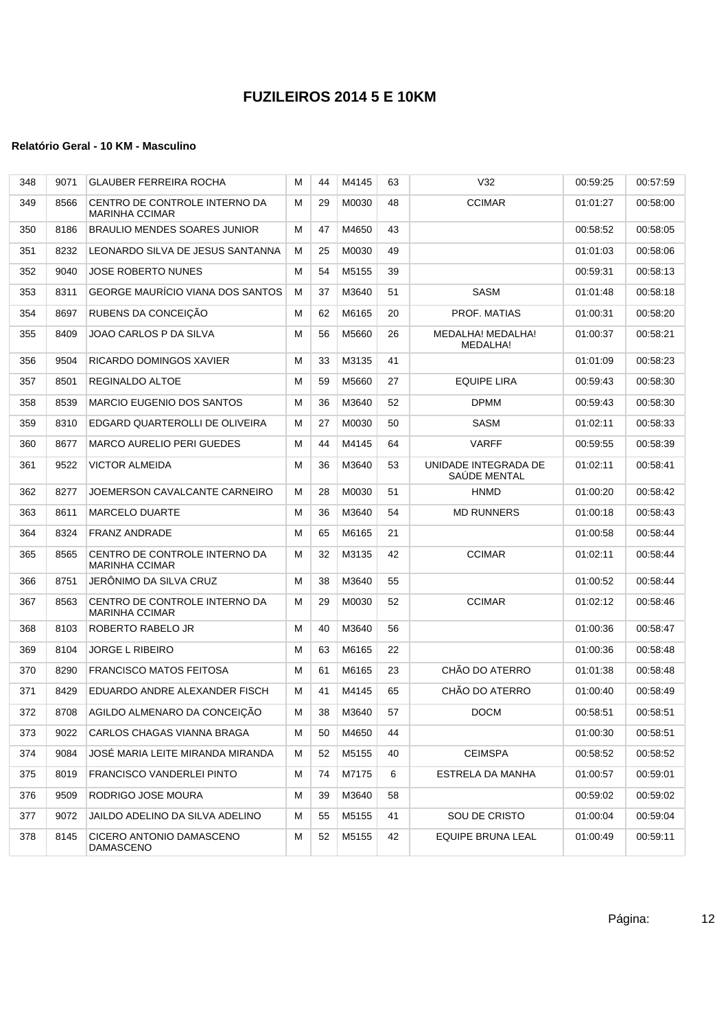# FUZILEIROS 2014 5 E 10KM

### Relatório Geral - 10 KM - Masculino

| | | | | | | | | | |
|---|---|---|---|---|---|---|---|---|---|
| 348 | 9071 | GLAUBER FERREIRA ROCHA | M | 44 | M4145 | 63 | V32 | 00:59:25 | 00:57:59 |
| 349 | 8566 | CENTRO DE CONTROLE INTERNO DA MARINHA CCIMAR | M | 29 | M0030 | 48 | CCIMAR | 01:01:27 | 00:58:00 |
| 350 | 8186 | BRAULIO MENDES SOARES JUNIOR | M | 47 | M4650 | 43 | | 00:58:52 | 00:58:05 |
| 351 | 8232 | LEONARDO SILVA DE JESUS SANTANNA | M | 25 | M0030 | 49 | | 01:01:03 | 00:58:06 |
| 352 | 9040 | JOSE ROBERTO NUNES | M | 54 | M5155 | 39 | | 00:59:31 | 00:58:13 |
| 353 | 8311 | GEORGE MAURÍCIO VIANA DOS SANTOS | M | 37 | M3640 | 51 | SASM | 01:01:48 | 00:58:18 |
| 354 | 8697 | RUBENS DA CONCEIÇÃO | M | 62 | M6165 | 20 | PROF. MATIAS | 01:00:31 | 00:58:20 |
| 355 | 8409 | JOAO CARLOS P DA SILVA | M | 56 | M5660 | 26 | MEDALHA! MEDALHA! MEDALHA! | 01:00:37 | 00:58:21 |
| 356 | 9504 | RICARDO DOMINGOS XAVIER | M | 33 | M3135 | 41 | | 01:01:09 | 00:58:23 |
| 357 | 8501 | REGINALDO ALTOE | M | 59 | M5660 | 27 | EQUIPE LIRA | 00:59:43 | 00:58:30 |
| 358 | 8539 | MARCIO EUGENIO DOS SANTOS | M | 36 | M3640 | 52 | DPMM | 00:59:43 | 00:58:30 |
| 359 | 8310 | EDGARD QUARTEROLLI DE OLIVEIRA | M | 27 | M0030 | 50 | SASM | 01:02:11 | 00:58:33 |
| 360 | 8677 | MARCO AURELIO PERI GUEDES | M | 44 | M4145 | 64 | VARFF | 00:59:55 | 00:58:39 |
| 361 | 9522 | VICTOR ALMEIDA | M | 36 | M3640 | 53 | UNIDADE INTEGRADA DE SAÚDE MENTAL | 01:02:11 | 00:58:41 |
| 362 | 8277 | JOEMERSON CAVALCANTE CARNEIRO | M | 28 | M0030 | 51 | HNMD | 01:00:20 | 00:58:42 |
| 363 | 8611 | MARCELO DUARTE | M | 36 | M3640 | 54 | MD RUNNERS | 01:00:18 | 00:58:43 |
| 364 | 8324 | FRANZ ANDRADE | M | 65 | M6165 | 21 | | 01:00:58 | 00:58:44 |
| 365 | 8565 | CENTRO DE CONTROLE INTERNO DA MARINHA CCIMAR | M | 32 | M3135 | 42 | CCIMAR | 01:02:11 | 00:58:44 |
| 366 | 8751 | JERÔNIMO DA SILVA CRUZ | M | 38 | M3640 | 55 | | 01:00:52 | 00:58:44 |
| 367 | 8563 | CENTRO DE CONTROLE INTERNO DA MARINHA CCIMAR | M | 29 | M0030 | 52 | CCIMAR | 01:02:12 | 00:58:46 |
| 368 | 8103 | ROBERTO RABELO JR | M | 40 | M3640 | 56 | | 01:00:36 | 00:58:47 |
| 369 | 8104 | JORGE L RIBEIRO | M | 63 | M6165 | 22 | | 01:00:36 | 00:58:48 |
| 370 | 8290 | FRANCISCO MATOS FEITOSA | M | 61 | M6165 | 23 | CHÃO DO ATERRO | 01:01:38 | 00:58:48 |
| 371 | 8429 | EDUARDO ANDRE ALEXANDER FISCH | M | 41 | M4145 | 65 | CHÃO DO ATERRO | 01:00:40 | 00:58:49 |
| 372 | 8708 | AGILDO ALMENARO DA CONCEIÇÃO | M | 38 | M3640 | 57 | DOCM | 00:58:51 | 00:58:51 |
| 373 | 9022 | CARLOS CHAGAS VIANNA BRAGA | M | 50 | M4650 | 44 | | 01:00:30 | 00:58:51 |
| 374 | 9084 | JOSÉ MARIA LEITE MIRANDA MIRANDA | M | 52 | M5155 | 40 | CEIMSPA | 00:58:52 | 00:58:52 |
| 375 | 8019 | FRANCISCO VANDERLEI PINTO | M | 74 | M7175 | 6 | ESTRELA DA MANHA | 01:00:57 | 00:59:01 |
| 376 | 9509 | RODRIGO JOSE MOURA | M | 39 | M3640 | 58 | | 00:59:02 | 00:59:02 |
| 377 | 9072 | JAILDO ADELINO DA SILVA ADELINO | M | 55 | M5155 | 41 | SOU DE CRISTO | 01:00:04 | 00:59:04 |
| 378 | 8145 | CICERO ANTONIO DAMASCENO DAMASCENO | M | 52 | M5155 | 42 | EQUIPE BRUNA LEAL | 01:00:49 | 00:59:11 |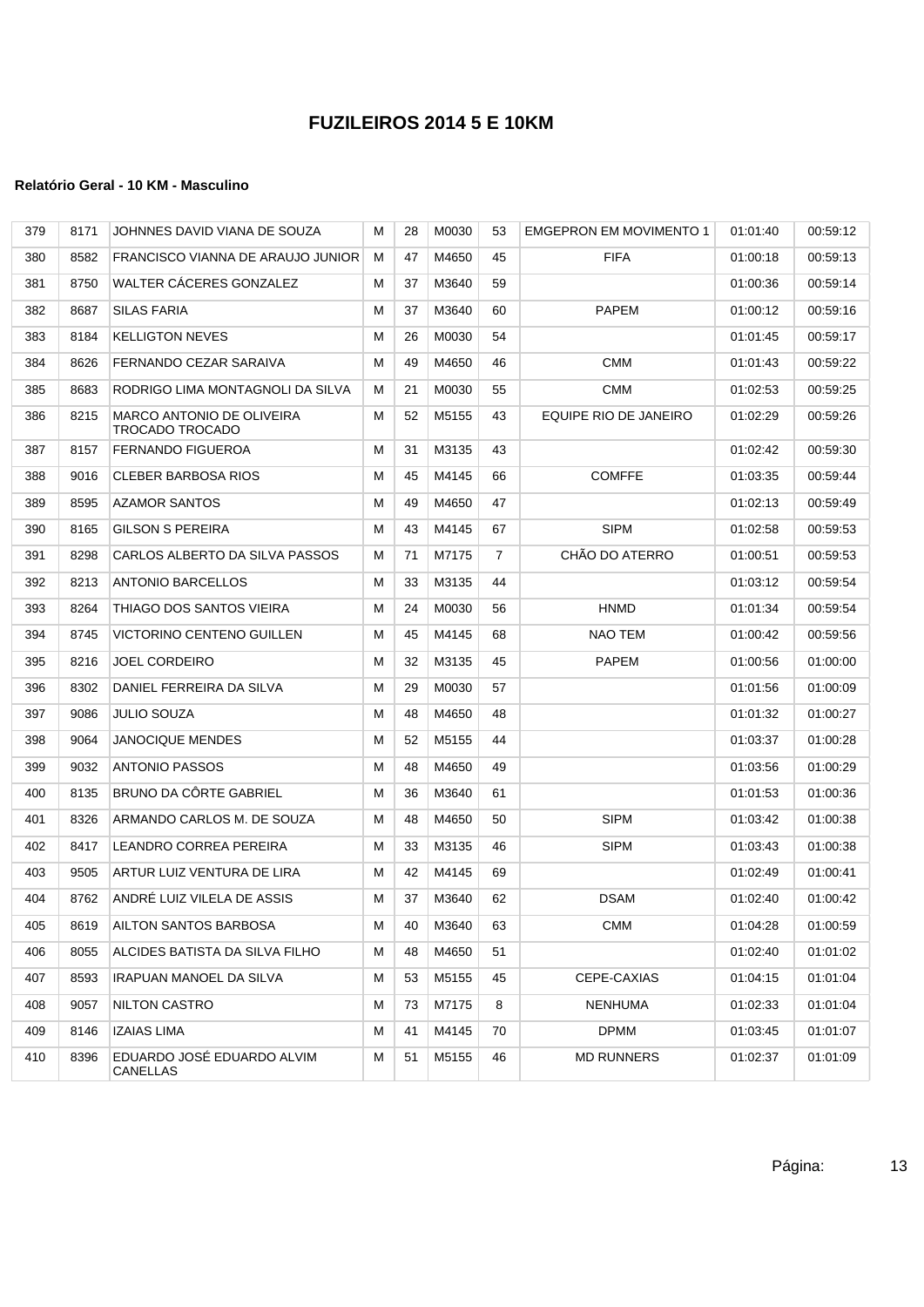# FUZILEIROS 2014 5 E 10KM

### Relatório Geral - 10 KM - Masculino

| | | | | | | | | | |
|---|---|---|---|---|---|---|---|---|---|
| 379 | 8171 | JOHNNES DAVID VIANA DE SOUZA | M | 28 | M0030 | 53 | EMGEPRON EM MOVIMENTO 1 | 01:01:40 | 00:59:12 |
| 380 | 8582 | FRANCISCO VIANNA DE ARAUJO JUNIOR | M | 47 | M4650 | 45 | FIFA | 01:00:18 | 00:59:13 |
| 381 | 8750 | WALTER CÁCERES GONZALEZ | M | 37 | M3640 | 59 | | 01:00:36 | 00:59:14 |
| 382 | 8687 | SILAS FARIA | M | 37 | M3640 | 60 | PAPEM | 01:00:12 | 00:59:16 |
| 383 | 8184 | KELLIGTON NEVES | M | 26 | M0030 | 54 | | 01:01:45 | 00:59:17 |
| 384 | 8626 | FERNANDO CEZAR SARAIVA | M | 49 | M4650 | 46 | CMM | 01:01:43 | 00:59:22 |
| 385 | 8683 | RODRIGO LIMA MONTAGNOLI DA SILVA | M | 21 | M0030 | 55 | CMM | 01:02:53 | 00:59:25 |
| 386 | 8215 | MARCO ANTONIO DE OLIVEIRA TROCADO TROCADO | M | 52 | M5155 | 43 | EQUIPE RIO DE JANEIRO | 01:02:29 | 00:59:26 |
| 387 | 8157 | FERNANDO FIGUEROA | M | 31 | M3135 | 43 | | 01:02:42 | 00:59:30 |
| 388 | 9016 | CLEBER BARBOSA RIOS | M | 45 | M4145 | 66 | COMFFE | 01:03:35 | 00:59:44 |
| 389 | 8595 | AZAMOR SANTOS | M | 49 | M4650 | 47 | | 01:02:13 | 00:59:49 |
| 390 | 8165 | GILSON S PEREIRA | M | 43 | M4145 | 67 | SIPM | 01:02:58 | 00:59:53 |
| 391 | 8298 | CARLOS ALBERTO DA SILVA PASSOS | M | 71 | M7175 | 7 | CHÃO DO ATERRO | 01:00:51 | 00:59:53 |
| 392 | 8213 | ANTONIO BARCELLOS | M | 33 | M3135 | 44 | | 01:03:12 | 00:59:54 |
| 393 | 8264 | THIAGO DOS SANTOS VIEIRA | M | 24 | M0030 | 56 | HNMD | 01:01:34 | 00:59:54 |
| 394 | 8745 | VICTORINO CENTENO GUILLEN | M | 45 | M4145 | 68 | NAO TEM | 01:00:42 | 00:59:56 |
| 395 | 8216 | JOEL CORDEIRO | M | 32 | M3135 | 45 | PAPEM | 01:00:56 | 01:00:00 |
| 396 | 8302 | DANIEL FERREIRA DA SILVA | M | 29 | M0030 | 57 | | 01:01:56 | 01:00:09 |
| 397 | 9086 | JULIO SOUZA | M | 48 | M4650 | 48 | | 01:01:32 | 01:00:27 |
| 398 | 9064 | JANOCIQUE MENDES | M | 52 | M5155 | 44 | | 01:03:37 | 01:00:28 |
| 399 | 9032 | ANTONIO PASSOS | M | 48 | M4650 | 49 | | 01:03:56 | 01:00:29 |
| 400 | 8135 | BRUNO DA CÔRTE GABRIEL | M | 36 | M3640 | 61 | | 01:01:53 | 01:00:36 |
| 401 | 8326 | ARMANDO CARLOS M. DE SOUZA | M | 48 | M4650 | 50 | SIPM | 01:03:42 | 01:00:38 |
| 402 | 8417 | LEANDRO CORREA PEREIRA | M | 33 | M3135 | 46 | SIPM | 01:03:43 | 01:00:38 |
| 403 | 9505 | ARTUR LUIZ VENTURA DE LIRA | M | 42 | M4145 | 69 | | 01:02:49 | 01:00:41 |
| 404 | 8762 | ANDRÉ LUIZ VILELA DE ASSIS | M | 37 | M3640 | 62 | DSAM | 01:02:40 | 01:00:42 |
| 405 | 8619 | AILTON SANTOS BARBOSA | M | 40 | M3640 | 63 | CMM | 01:04:28 | 01:00:59 |
| 406 | 8055 | ALCIDES BATISTA DA SILVA FILHO | M | 48 | M4650 | 51 | | 01:02:40 | 01:01:02 |
| 407 | 8593 | IRAPUAN MANOEL DA SILVA | M | 53 | M5155 | 45 | CEPE-CAXIAS | 01:04:15 | 01:01:04 |
| 408 | 9057 | NILTON CASTRO | M | 73 | M7175 | 8 | NENHUMA | 01:02:33 | 01:01:04 |
| 409 | 8146 | IZAIAS LIMA | M | 41 | M4145 | 70 | DPMM | 01:03:45 | 01:01:07 |
| 410 | 8396 | EDUARDO JOSÉ EDUARDO ALVIM CANELLAS | M | 51 | M5155 | 46 | MD RUNNERS | 01:02:37 | 01:01:09 |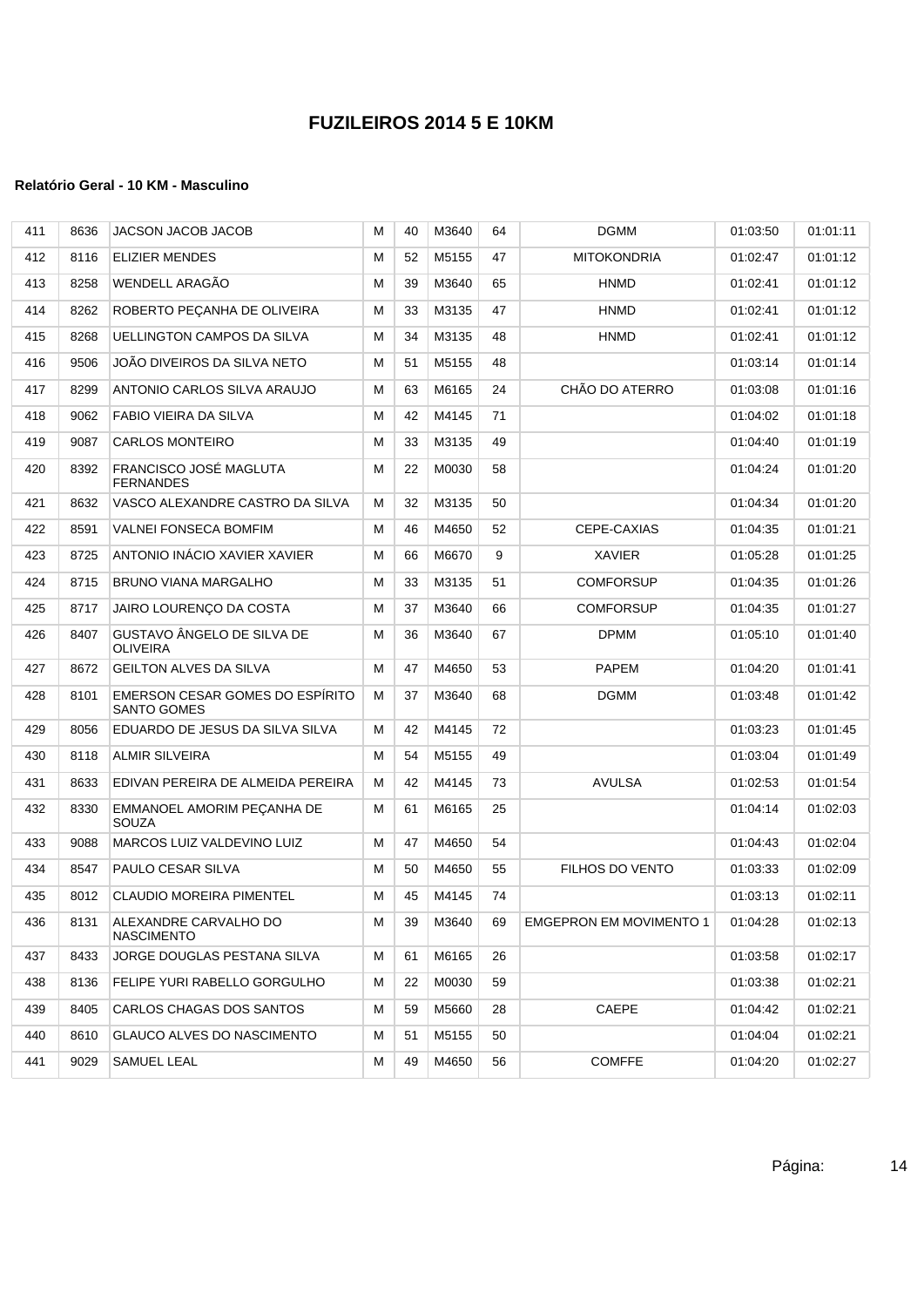# FUZILEIROS 2014 5 E 10KM

**Relatório Geral - 10 KM - Masculino**

| | | | | | | | | | |
|---|---|---|---|---|---|---|---|---|---|
| 411 | 8636 | JACSON JACOB JACOB | M | 40 | M3640 | 64 | DGMM | 01:03:50 | 01:01:11 |
| 412 | 8116 | ELIZIER MENDES | M | 52 | M5155 | 47 | MITOKONDRIA | 01:02:47 | 01:01:12 |
| 413 | 8258 | WENDELL ARAGÃO | M | 39 | M3640 | 65 | HNMD | 01:02:41 | 01:01:12 |
| 414 | 8262 | ROBERTO PEÇANHA DE OLIVEIRA | M | 33 | M3135 | 47 | HNMD | 01:02:41 | 01:01:12 |
| 415 | 8268 | UELLINGTON CAMPOS DA SILVA | M | 34 | M3135 | 48 | HNMD | 01:02:41 | 01:01:12 |
| 416 | 9506 | JOÃO DIVEIROS DA SILVA NETO | M | 51 | M5155 | 48 | | 01:03:14 | 01:01:14 |
| 417 | 8299 | ANTONIO CARLOS SILVA ARAUJO | M | 63 | M6165 | 24 | CHÃO DO ATERRO | 01:03:08 | 01:01:16 |
| 418 | 9062 | FABIO VIEIRA DA SILVA | M | 42 | M4145 | 71 | | 01:04:02 | 01:01:18 |
| 419 | 9087 | CARLOS MONTEIRO | M | 33 | M3135 | 49 | | 01:04:40 | 01:01:19 |
| 420 | 8392 | FRANCISCO JOSÉ MAGLUTA FERNANDES | M | 22 | M0030 | 58 | | 01:04:24 | 01:01:20 |
| 421 | 8632 | VASCO ALEXANDRE CASTRO DA SILVA | M | 32 | M3135 | 50 | | 01:04:34 | 01:01:20 |
| 422 | 8591 | VALNEI FONSECA BOMFIM | M | 46 | M4650 | 52 | CEPE-CAXIAS | 01:04:35 | 01:01:21 |
| 423 | 8725 | ANTONIO INÁCIO XAVIER XAVIER | M | 66 | M6670 | 9 | XAVIER | 01:05:28 | 01:01:25 |
| 424 | 8715 | BRUNO VIANA MARGALHO | M | 33 | M3135 | 51 | COMFORSUP | 01:04:35 | 01:01:26 |
| 425 | 8717 | JAIRO LOURENÇO DA COSTA | M | 37 | M3640 | 66 | COMFORSUP | 01:04:35 | 01:01:27 |
| 426 | 8407 | GUSTAVO ÂNGELO DE SILVA DE OLIVEIRA | M | 36 | M3640 | 67 | DPMM | 01:05:10 | 01:01:40 |
| 427 | 8672 | GEILTON ALVES DA SILVA | M | 47 | M4650 | 53 | PAPEM | 01:04:20 | 01:01:41 |
| 428 | 8101 | EMERSON CESAR GOMES DO ESPÍRITO SANTO GOMES | M | 37 | M3640 | 68 | DGMM | 01:03:48 | 01:01:42 |
| 429 | 8056 | EDUARDO DE JESUS DA SILVA SILVA | M | 42 | M4145 | 72 | | 01:03:23 | 01:01:45 |
| 430 | 8118 | ALMIR SILVEIRA | M | 54 | M5155 | 49 | | 01:03:04 | 01:01:49 |
| 431 | 8633 | EDIVAN PEREIRA DE ALMEIDA PEREIRA | M | 42 | M4145 | 73 | AVULSA | 01:02:53 | 01:01:54 |
| 432 | 8330 | EMMANOEL AMORIM PEÇANHA DE SOUZA | M | 61 | M6165 | 25 | | 01:04:14 | 01:02:03 |
| 433 | 9088 | MARCOS LUIZ VALDEVINO LUIZ | M | 47 | M4650 | 54 | | 01:04:43 | 01:02:04 |
| 434 | 8547 | PAULO CESAR SILVA | M | 50 | M4650 | 55 | FILHOS DO VENTO | 01:03:33 | 01:02:09 |
| 435 | 8012 | CLAUDIO MOREIRA PIMENTEL | M | 45 | M4145 | 74 | | 01:03:13 | 01:02:11 |
| 436 | 8131 | ALEXANDRE CARVALHO DO NASCIMENTO | M | 39 | M3640 | 69 | EMGEPRON EM MOVIMENTO 1 | 01:04:28 | 01:02:13 |
| 437 | 8433 | JORGE DOUGLAS PESTANA SILVA | M | 61 | M6165 | 26 | | 01:03:58 | 01:02:17 |
| 438 | 8136 | FELIPE YURI RABELLO GORGULHO | M | 22 | M0030 | 59 | | 01:03:38 | 01:02:21 |
| 439 | 8405 | CARLOS CHAGAS DOS SANTOS | M | 59 | M5660 | 28 | CAEPE | 01:04:42 | 01:02:21 |
| 440 | 8610 | GLAUCO ALVES DO NASCIMENTO | M | 51 | M5155 | 50 | | 01:04:04 | 01:02:21 |
| 441 | 9029 | SAMUEL LEAL | M | 49 | M4650 | 56 | COMFFE | 01:04:20 | 01:02:27 |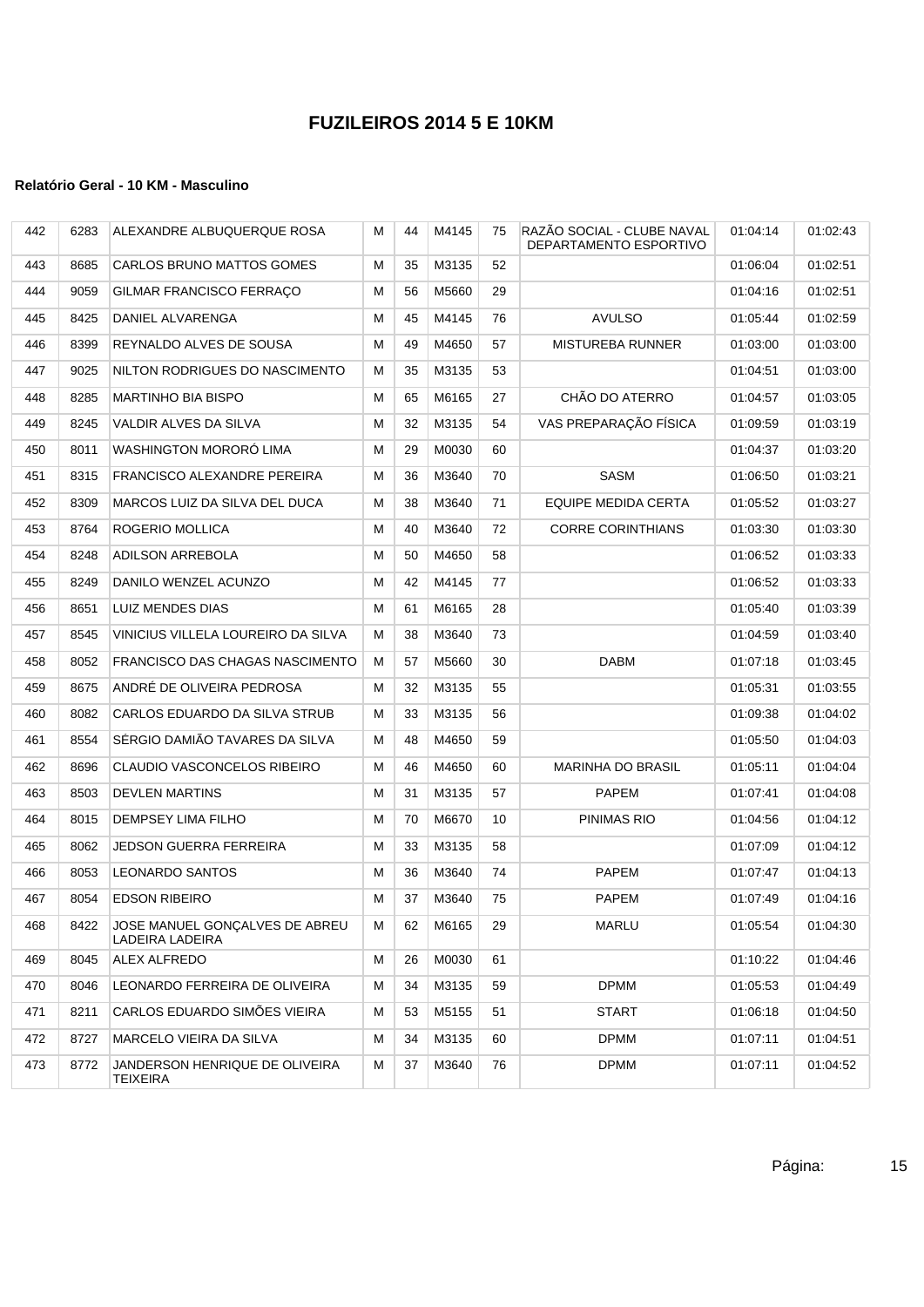# FUZILEIROS 2014 5 E 10KM

### Relatório Geral - 10 KM - Masculino

| | | | | | | | | | |
|---|---|---|---|---|---|---|---|---|---|
| 442 | 6283 | ALEXANDRE ALBUQUERQUE ROSA | M | 44 | M4145 | 75 | RAZÃO SOCIAL - CLUBE NAVAL DEPARTAMENTO ESPORTIVO | 01:04:14 | 01:02:43 |
| 443 | 8685 | CARLOS BRUNO MATTOS GOMES | M | 35 | M3135 | 52 | | 01:06:04 | 01:02:51 |
| 444 | 9059 | GILMAR FRANCISCO FERRAÇO | M | 56 | M5660 | 29 | | 01:04:16 | 01:02:51 |
| 445 | 8425 | DANIEL ALVARENGA | M | 45 | M4145 | 76 | AVULSO | 01:05:44 | 01:02:59 |
| 446 | 8399 | REYNALDO ALVES DE SOUSA | M | 49 | M4650 | 57 | MISTUREBA RUNNER | 01:03:00 | 01:03:00 |
| 447 | 9025 | NILTON RODRIGUES DO NASCIMENTO | M | 35 | M3135 | 53 | | 01:04:51 | 01:03:00 |
| 448 | 8285 | MARTINHO BIA BISPO | M | 65 | M6165 | 27 | CHÃO DO ATERRO | 01:04:57 | 01:03:05 |
| 449 | 8245 | VALDIR ALVES DA SILVA | M | 32 | M3135 | 54 | VAS PREPARAÇÃO FÍSICA | 01:09:59 | 01:03:19 |
| 450 | 8011 | WASHINGTON MORORÓ LIMA | M | 29 | M0030 | 60 | | 01:04:37 | 01:03:20 |
| 451 | 8315 | FRANCISCO ALEXANDRE PEREIRA | M | 36 | M3640 | 70 | SASM | 01:06:50 | 01:03:21 |
| 452 | 8309 | MARCOS LUIZ DA SILVA DEL DUCA | M | 38 | M3640 | 71 | EQUIPE MEDIDA CERTA | 01:05:52 | 01:03:27 |
| 453 | 8764 | ROGERIO MOLLICA | M | 40 | M3640 | 72 | CORRE CORINTHIANS | 01:03:30 | 01:03:30 |
| 454 | 8248 | ADILSON ARREBOLA | M | 50 | M4650 | 58 | | 01:06:52 | 01:03:33 |
| 455 | 8249 | DANILO WENZEL ACUNZO | M | 42 | M4145 | 77 | | 01:06:52 | 01:03:33 |
| 456 | 8651 | LUIZ MENDES DIAS | M | 61 | M6165 | 28 | | 01:05:40 | 01:03:39 |
| 457 | 8545 | VINICIUS VILLELA LOUREIRO DA SILVA | M | 38 | M3640 | 73 | | 01:04:59 | 01:03:40 |
| 458 | 8052 | FRANCISCO DAS CHAGAS NASCIMENTO | M | 57 | M5660 | 30 | DABM | 01:07:18 | 01:03:45 |
| 459 | 8675 | ANDRÉ DE OLIVEIRA PEDROSA | M | 32 | M3135 | 55 | | 01:05:31 | 01:03:55 |
| 460 | 8082 | CARLOS EDUARDO DA SILVA STRUB | M | 33 | M3135 | 56 | | 01:09:38 | 01:04:02 |
| 461 | 8554 | SÉRGIO DAMIÃO TAVARES DA SILVA | M | 48 | M4650 | 59 | | 01:05:50 | 01:04:03 |
| 462 | 8696 | CLAUDIO VASCONCELOS RIBEIRO | M | 46 | M4650 | 60 | MARINHA DO BRASIL | 01:05:11 | 01:04:04 |
| 463 | 8503 | DEVLEN MARTINS | M | 31 | M3135 | 57 | PAPEM | 01:07:41 | 01:04:08 |
| 464 | 8015 | DEMPSEY LIMA FILHO | M | 70 | M6670 | 10 | PINIMAS RIO | 01:04:56 | 01:04:12 |
| 465 | 8062 | JEDSON GUERRA FERREIRA | M | 33 | M3135 | 58 | | 01:07:09 | 01:04:12 |
| 466 | 8053 | LEONARDO SANTOS | M | 36 | M3640 | 74 | PAPEM | 01:07:47 | 01:04:13 |
| 467 | 8054 | EDSON RIBEIRO | M | 37 | M3640 | 75 | PAPEM | 01:07:49 | 01:04:16 |
| 468 | 8422 | JOSE MANUEL GONÇALVES DE ABREU LADEIRA LADEIRA | M | 62 | M6165 | 29 | MARLU | 01:05:54 | 01:04:30 |
| 469 | 8045 | ALEX ALFREDO | M | 26 | M0030 | 61 | | 01:10:22 | 01:04:46 |
| 470 | 8046 | LEONARDO FERREIRA DE OLIVEIRA | M | 34 | M3135 | 59 | DPMM | 01:05:53 | 01:04:49 |
| 471 | 8211 | CARLOS EDUARDO SIMÕES VIEIRA | M | 53 | M5155 | 51 | START | 01:06:18 | 01:04:50 |
| 472 | 8727 | MARCELO VIEIRA DA SILVA | M | 34 | M3135 | 60 | DPMM | 01:07:11 | 01:04:51 |
| 473 | 8772 | JANDERSON HENRIQUE DE OLIVEIRA TEIXEIRA | M | 37 | M3640 | 76 | DPMM | 01:07:11 | 01:04:52 |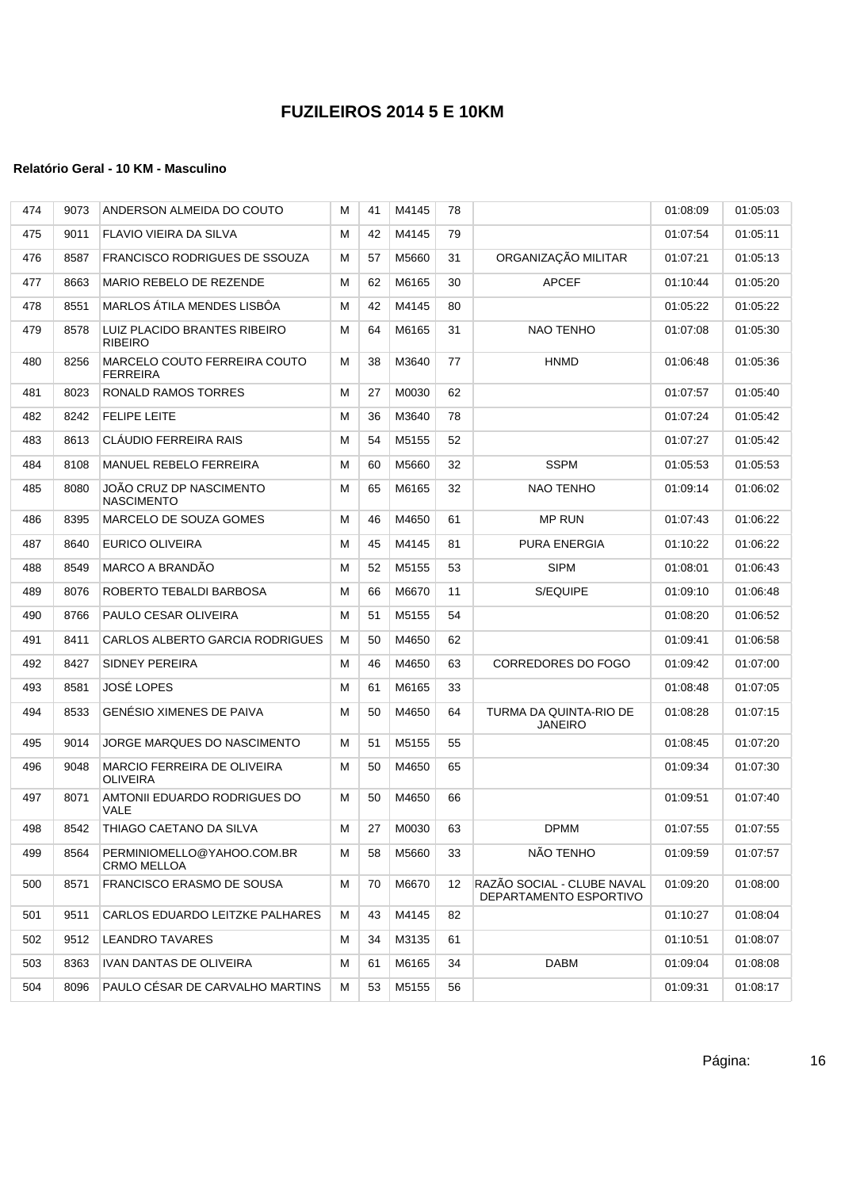# FUZILEIROS 2014 5 E 10KM

### Relatório Geral - 10 KM - Masculino

| | | | | | | | | | |
|---|---|---|---|---|---|---|---|---|---|
| 474 | 9073 | ANDERSON ALMEIDA DO COUTO | M | 41 | M4145 | 78 | | 01:08:09 | 01:05:03 |
| 475 | 9011 | FLAVIO VIEIRA DA SILVA | M | 42 | M4145 | 79 | | 01:07:54 | 01:05:11 |
| 476 | 8587 | FRANCISCO RODRIGUES DE SSOUZA | M | 57 | M5660 | 31 | ORGANIZAÇÃO MILITAR | 01:07:21 | 01:05:13 |
| 477 | 8663 | MARIO REBELO DE REZENDE | M | 62 | M6165 | 30 | APCEF | 01:10:44 | 01:05:20 |
| 478 | 8551 | MARLOS ÁTILA MENDES LISBÔA | M | 42 | M4145 | 80 | | 01:05:22 | 01:05:22 |
| 479 | 8578 | LUIZ PLACIDO BRANTES RIBEIRO RIBEIRO | M | 64 | M6165 | 31 | NAO TENHO | 01:07:08 | 01:05:30 |
| 480 | 8256 | MARCELO COUTO FERREIRA COUTO FERREIRA | M | 38 | M3640 | 77 | HNMD | 01:06:48 | 01:05:36 |
| 481 | 8023 | RONALD RAMOS TORRES | M | 27 | M0030 | 62 | | 01:07:57 | 01:05:40 |
| 482 | 8242 | FELIPE LEITE | M | 36 | M3640 | 78 | | 01:07:24 | 01:05:42 |
| 483 | 8613 | CLÁUDIO FERREIRA RAIS | M | 54 | M5155 | 52 | | 01:07:27 | 01:05:42 |
| 484 | 8108 | MANUEL REBELO FERREIRA | M | 60 | M5660 | 32 | SSPM | 01:05:53 | 01:05:53 |
| 485 | 8080 | JOÃO CRUZ DP NASCIMENTO NASCIMENTO | M | 65 | M6165 | 32 | NAO TENHO | 01:09:14 | 01:06:02 |
| 486 | 8395 | MARCELO DE SOUZA GOMES | M | 46 | M4650 | 61 | MP RUN | 01:07:43 | 01:06:22 |
| 487 | 8640 | EURICO OLIVEIRA | M | 45 | M4145 | 81 | PURA ENERGIA | 01:10:22 | 01:06:22 |
| 488 | 8549 | MARCO A BRANDÃO | M | 52 | M5155 | 53 | SIPM | 01:08:01 | 01:06:43 |
| 489 | 8076 | ROBERTO TEBALDI BARBOSA | M | 66 | M6670 | 11 | S/EQUIPE | 01:09:10 | 01:06:48 |
| 490 | 8766 | PAULO CESAR OLIVEIRA | M | 51 | M5155 | 54 | | 01:08:20 | 01:06:52 |
| 491 | 8411 | CARLOS ALBERTO GARCIA RODRIGUES | M | 50 | M4650 | 62 | | 01:09:41 | 01:06:58 |
| 492 | 8427 | SIDNEY PEREIRA | M | 46 | M4650 | 63 | CORREDORES DO FOGO | 01:09:42 | 01:07:00 |
| 493 | 8581 | JOSÉ LOPES | M | 61 | M6165 | 33 | | 01:08:48 | 01:07:05 |
| 494 | 8533 | GENÉSIO XIMENES DE PAIVA | M | 50 | M4650 | 64 | TURMA DA QUINTA-RIO DE JANEIRO | 01:08:28 | 01:07:15 |
| 495 | 9014 | JORGE MARQUES DO NASCIMENTO | M | 51 | M5155 | 55 | | 01:08:45 | 01:07:20 |
| 496 | 9048 | MARCIO FERREIRA DE OLIVEIRA OLIVEIRA | M | 50 | M4650 | 65 | | 01:09:34 | 01:07:30 |
| 497 | 8071 | AMTONII EDUARDO RODRIGUES DO VALE | M | 50 | M4650 | 66 | | 01:09:51 | 01:07:40 |
| 498 | 8542 | THIAGO CAETANO DA SILVA | M | 27 | M0030 | 63 | DPMM | 01:07:55 | 01:07:55 |
| 499 | 8564 | PERMINIOMELLO@YAHOO.COM.BR CRMO MELLOA | M | 58 | M5660 | 33 | NÃO TENHO | 01:09:59 | 01:07:57 |
| 500 | 8571 | FRANCISCO ERASMO DE SOUSA | M | 70 | M6670 | 12 | RAZÃO SOCIAL - CLUBE NAVAL DEPARTAMENTO ESPORTIVO | 01:09:20 | 01:08:00 |
| 501 | 9511 | CARLOS EDUARDO LEITZKE PALHARES | M | 43 | M4145 | 82 | | 01:10:27 | 01:08:04 |
| 502 | 9512 | LEANDRO TAVARES | M | 34 | M3135 | 61 | | 01:10:51 | 01:08:07 |
| 503 | 8363 | IVAN DANTAS DE OLIVEIRA | M | 61 | M6165 | 34 | DABM | 01:09:04 | 01:08:08 |
| 504 | 8096 | PAULO CÉSAR DE CARVALHO MARTINS | M | 53 | M5155 | 56 | | 01:09:31 | 01:08:17 |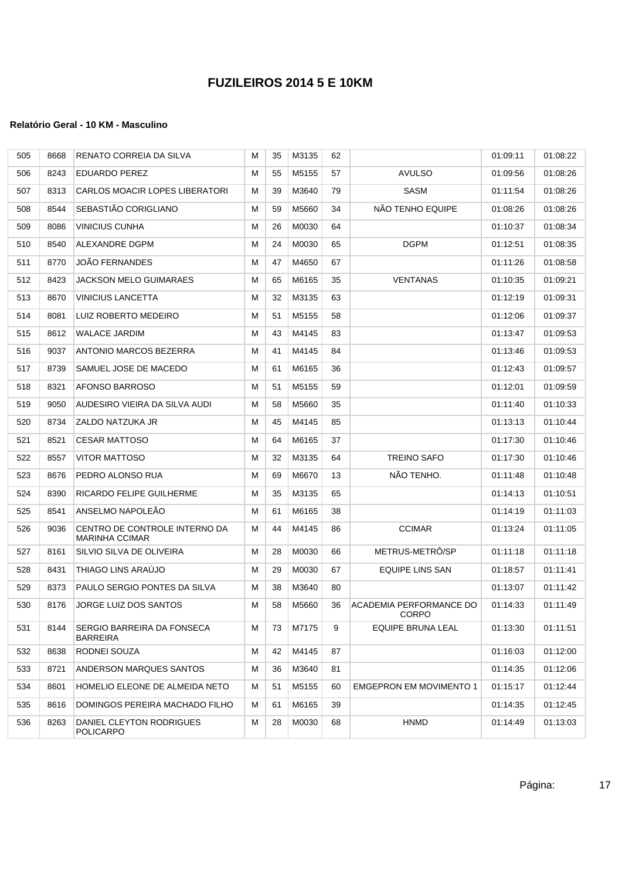# FUZILEIROS 2014 5 E 10KM

### Relatório Geral - 10 KM - Masculino

| | | | | | | | | | |
|---|---|---|---|---|---|---|---|---|---|
| 505 | 8668 | RENATO CORREIA DA SILVA | M | 35 | M3135 | 62 | | 01:09:11 | 01:08:22 |
| 506 | 8243 | EDUARDO PEREZ | M | 55 | M5155 | 57 | AVULSO | 01:09:56 | 01:08:26 |
| 507 | 8313 | CARLOS MOACIR LOPES LIBERATORI | M | 39 | M3640 | 79 | SASM | 01:11:54 | 01:08:26 |
| 508 | 8544 | SEBASTIÃO CORIGLIANO | M | 59 | M5660 | 34 | NÃO TENHO EQUIPE | 01:08:26 | 01:08:26 |
| 509 | 8086 | VINICIUS CUNHA | M | 26 | M0030 | 64 | | 01:10:37 | 01:08:34 |
| 510 | 8540 | ALEXANDRE DGPM | M | 24 | M0030 | 65 | DGPM | 01:12:51 | 01:08:35 |
| 511 | 8770 | JOÃO FERNANDES | M | 47 | M4650 | 67 | | 01:11:26 | 01:08:58 |
| 512 | 8423 | JACKSON MELO GUIMARAES | M | 65 | M6165 | 35 | VENTANAS | 01:10:35 | 01:09:21 |
| 513 | 8670 | VINICIUS LANCETTA | M | 32 | M3135 | 63 | | 01:12:19 | 01:09:31 |
| 514 | 8081 | LUIZ ROBERTO MEDEIRO | M | 51 | M5155 | 58 | | 01:12:06 | 01:09:37 |
| 515 | 8612 | WALACE JARDIM | M | 43 | M4145 | 83 | | 01:13:47 | 01:09:53 |
| 516 | 9037 | ANTONIO MARCOS BEZERRA | M | 41 | M4145 | 84 | | 01:13:46 | 01:09:53 |
| 517 | 8739 | SAMUEL JOSE DE MACEDO | M | 61 | M6165 | 36 | | 01:12:43 | 01:09:57 |
| 518 | 8321 | AFONSO BARROSO | M | 51 | M5155 | 59 | | 01:12:01 | 01:09:59 |
| 519 | 9050 | AUDESIRO VIEIRA DA SILVA AUDI | M | 58 | M5660 | 35 | | 01:11:40 | 01:10:33 |
| 520 | 8734 | ZALDO NATZUKA JR | M | 45 | M4145 | 85 | | 01:13:13 | 01:10:44 |
| 521 | 8521 | CESAR MATTOSO | M | 64 | M6165 | 37 | | 01:17:30 | 01:10:46 |
| 522 | 8557 | VITOR MATTOSO | M | 32 | M3135 | 64 | TREINO SAFO | 01:17:30 | 01:10:46 |
| 523 | 8676 | PEDRO ALONSO RUA | M | 69 | M6670 | 13 | NÃO TENHO. | 01:11:48 | 01:10:48 |
| 524 | 8390 | RICARDO FELIPE GUILHERME | M | 35 | M3135 | 65 | | 01:14:13 | 01:10:51 |
| 525 | 8541 | ANSELMO NAPOLEÃO | M | 61 | M6165 | 38 | | 01:14:19 | 01:11:03 |
| 526 | 9036 | CENTRO DE CONTROLE INTERNO DA MARINHA CCIMAR | M | 44 | M4145 | 86 | CCIMAR | 01:13:24 | 01:11:05 |
| 527 | 8161 | SILVIO SILVA DE OLIVEIRA | M | 28 | M0030 | 66 | METRUS-METRÔ/SP | 01:11:18 | 01:11:18 |
| 528 | 8431 | THIAGO LINS ARAÚJO | M | 29 | M0030 | 67 | EQUIPE LINS SAN | 01:18:57 | 01:11:41 |
| 529 | 8373 | PAULO SERGIO PONTES DA SILVA | M | 38 | M3640 | 80 | | 01:13:07 | 01:11:42 |
| 530 | 8176 | JORGE LUIZ DOS SANTOS | M | 58 | M5660 | 36 | ACADEMIA PERFORMANCE DO CORPO | 01:14:33 | 01:11:49 |
| 531 | 8144 | SERGIO BARREIRA DA FONSECA BARREIRA | M | 73 | M7175 | 9 | EQUIPE BRUNA LEAL | 01:13:30 | 01:11:51 |
| 532 | 8638 | RODNEI SOUZA | M | 42 | M4145 | 87 | | 01:16:03 | 01:12:00 |
| 533 | 8721 | ANDERSON MARQUES SANTOS | M | 36 | M3640 | 81 | | 01:14:35 | 01:12:06 |
| 534 | 8601 | HOMELIO ELEONE DE ALMEIDA NETO | M | 51 | M5155 | 60 | EMGEPRON EM MOVIMENTO 1 | 01:15:17 | 01:12:44 |
| 535 | 8616 | DOMINGOS PEREIRA MACHADO FILHO | M | 61 | M6165 | 39 | | 01:14:35 | 01:12:45 |
| 536 | 8263 | DANIEL CLEYTON RODRIGUES POLICARPO | M | 28 | M0030 | 68 | HNMD | 01:14:49 | 01:13:03 |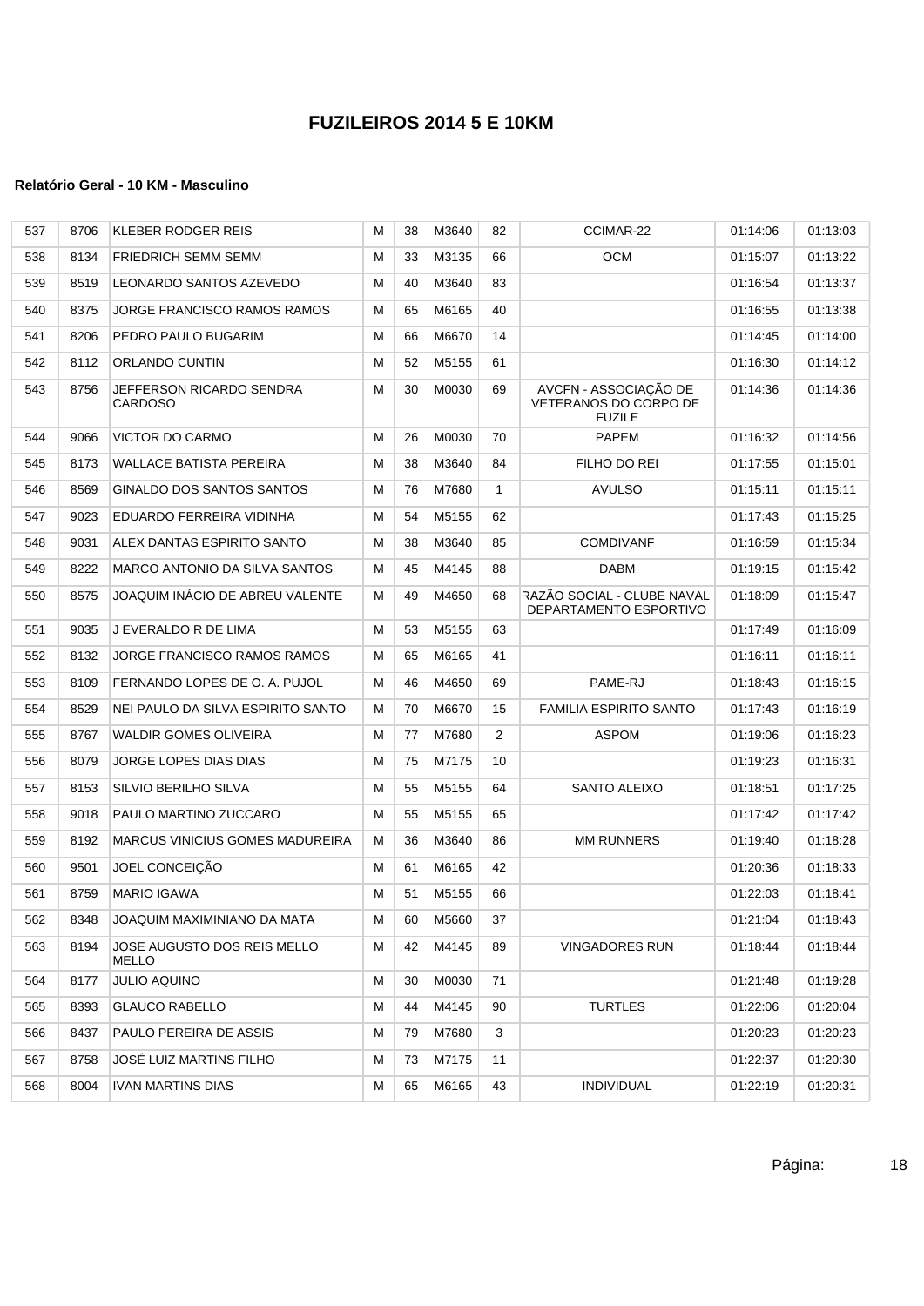# FUZILEIROS 2014 5 E 10KM

### Relatório Geral - 10 KM - Masculino

| | | | | | | | | | |
|---|---|---|---|---|---|---|---|---|---|
| 537 | 8706 | KLEBER RODGER REIS | M | 38 | M3640 | 82 | CCIMAR-22 | 01:14:06 | 01:13:03 |
| 538 | 8134 | FRIEDRICH SEMM SEMM | M | 33 | M3135 | 66 | OCM | 01:15:07 | 01:13:22 |
| 539 | 8519 | LEONARDO SANTOS AZEVEDO | M | 40 | M3640 | 83 | | 01:16:54 | 01:13:37 |
| 540 | 8375 | JORGE FRANCISCO RAMOS RAMOS | M | 65 | M6165 | 40 | | 01:16:55 | 01:13:38 |
| 541 | 8206 | PEDRO PAULO BUGARIM | M | 66 | M6670 | 14 | | 01:14:45 | 01:14:00 |
| 542 | 8112 | ORLANDO CUNTIN | M | 52 | M5155 | 61 | | 01:16:30 | 01:14:12 |
| 543 | 8756 | JEFFERSON RICARDO SENDRA CARDOSO | M | 30 | M0030 | 69 | AVCFN - ASSOCIAÇÃO DE VETERANOS DO CORPO DE FUZILE | 01:14:36 | 01:14:36 |
| 544 | 9066 | VICTOR DO CARMO | M | 26 | M0030 | 70 | PAPEM | 01:16:32 | 01:14:56 |
| 545 | 8173 | WALLACE BATISTA PEREIRA | M | 38 | M3640 | 84 | FILHO DO REI | 01:17:55 | 01:15:01 |
| 546 | 8569 | GINALDO DOS SANTOS SANTOS | M | 76 | M7680 | 1 | AVULSO | 01:15:11 | 01:15:11 |
| 547 | 9023 | EDUARDO FERREIRA VIDINHA | M | 54 | M5155 | 62 | | 01:17:43 | 01:15:25 |
| 548 | 9031 | ALEX DANTAS ESPIRITO SANTO | M | 38 | M3640 | 85 | COMDIVANF | 01:16:59 | 01:15:34 |
| 549 | 8222 | MARCO ANTONIO DA SILVA SANTOS | M | 45 | M4145 | 88 | DABM | 01:19:15 | 01:15:42 |
| 550 | 8575 | JOAQUIM INÁCIO DE ABREU VALENTE | M | 49 | M4650 | 68 | RAZÃO SOCIAL - CLUBE NAVAL DEPARTAMENTO ESPORTIVO | 01:18:09 | 01:15:47 |
| 551 | 9035 | J EVERALDO R DE LIMA | M | 53 | M5155 | 63 | | 01:17:49 | 01:16:09 |
| 552 | 8132 | JORGE FRANCISCO RAMOS RAMOS | M | 65 | M6165 | 41 | | 01:16:11 | 01:16:11 |
| 553 | 8109 | FERNANDO LOPES DE O. A. PUJOL | M | 46 | M4650 | 69 | PAME-RJ | 01:18:43 | 01:16:15 |
| 554 | 8529 | NEI PAULO DA SILVA ESPIRITO SANTO | M | 70 | M6670 | 15 | FAMILIA ESPIRITO SANTO | 01:17:43 | 01:16:19 |
| 555 | 8767 | WALDIR GOMES OLIVEIRA | M | 77 | M7680 | 2 | ASPOM | 01:19:06 | 01:16:23 |
| 556 | 8079 | JORGE LOPES DIAS DIAS | M | 75 | M7175 | 10 | | 01:19:23 | 01:16:31 |
| 557 | 8153 | SILVIO BERILHO SILVA | M | 55 | M5155 | 64 | SANTO ALEIXO | 01:18:51 | 01:17:25 |
| 558 | 9018 | PAULO MARTINO ZUCCARO | M | 55 | M5155 | 65 | | 01:17:42 | 01:17:42 |
| 559 | 8192 | MARCUS VINICIUS GOMES MADUREIRA | M | 36 | M3640 | 86 | MM RUNNERS | 01:19:40 | 01:18:28 |
| 560 | 9501 | JOEL CONCEIÇÃO | M | 61 | M6165 | 42 | | 01:20:36 | 01:18:33 |
| 561 | 8759 | MARIO IGAWA | M | 51 | M5155 | 66 | | 01:22:03 | 01:18:41 |
| 562 | 8348 | JOAQUIM MAXIMINIANO DA MATA | M | 60 | M5660 | 37 | | 01:21:04 | 01:18:43 |
| 563 | 8194 | JOSE AUGUSTO DOS REIS MELLO MELLO | M | 42 | M4145 | 89 | VINGADORES RUN | 01:18:44 | 01:18:44 |
| 564 | 8177 | JULIO AQUINO | M | 30 | M0030 | 71 | | 01:21:48 | 01:19:28 |
| 565 | 8393 | GLAUCO RABELLO | M | 44 | M4145 | 90 | TURTLES | 01:22:06 | 01:20:04 |
| 566 | 8437 | PAULO PEREIRA DE ASSIS | M | 79 | M7680 | 3 | | 01:20:23 | 01:20:23 |
| 567 | 8758 | JOSÉ LUIZ MARTINS FILHO | M | 73 | M7175 | 11 | | 01:22:37 | 01:20:30 |
| 568 | 8004 | IVAN MARTINS DIAS | M | 65 | M6165 | 43 | INDIVIDUAL | 01:22:19 | 01:20:31 |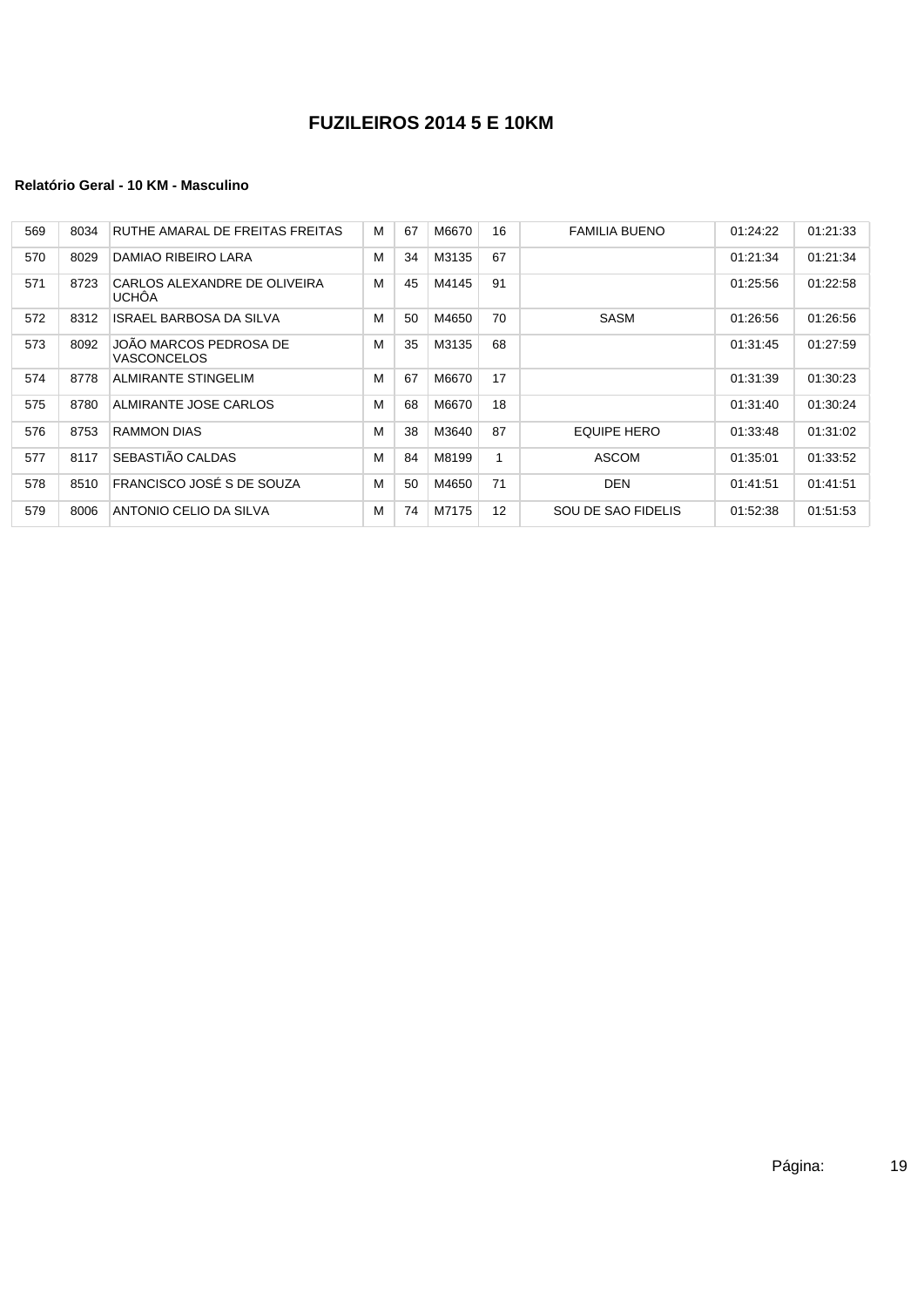# FUZILEIROS 2014 5 E 10KM

**Relatório Geral - 10 KM - Masculino**

| | | | | | | | | | |
|---|---|---|---|---|---|---|---|---|---|
| 569 | 8034 | RUTHE AMARAL DE FREITAS FREITAS | M | 67 | M6670 | 16 | FAMILIA BUENO | 01:24:22 | 01:21:33 |
| 570 | 8029 | DAMIAO RIBEIRO LARA | M | 34 | M3135 | 67 | | 01:21:34 | 01:21:34 |
| 571 | 8723 | CARLOS ALEXANDRE DE OLIVEIRA UCHÔA | M | 45 | M4145 | 91 | | 01:25:56 | 01:22:58 |
| 572 | 8312 | ISRAEL BARBOSA DA SILVA | M | 50 | M4650 | 70 | SASM | 01:26:56 | 01:26:56 |
| 573 | 8092 | JOÃO MARCOS PEDROSA DE VASCONCELOS | M | 35 | M3135 | 68 | | 01:31:45 | 01:27:59 |
| 574 | 8778 | ALMIRANTE STINGELIM | M | 67 | M6670 | 17 | | 01:31:39 | 01:30:23 |
| 575 | 8780 | ALMIRANTE JOSE CARLOS | M | 68 | M6670 | 18 | | 01:31:40 | 01:30:24 |
| 576 | 8753 | RAMMON DIAS | M | 38 | M3640 | 87 | EQUIPE HERO | 01:33:48 | 01:31:02 |
| 577 | 8117 | SEBASTIÃO CALDAS | M | 84 | M8199 | 1 | ASCOM | 01:35:01 | 01:33:52 |
| 578 | 8510 | FRANCISCO JOSÉ S DE SOUZA | M | 50 | M4650 | 71 | DEN | 01:41:51 | 01:41:51 |
| 579 | 8006 | ANTONIO CELIO DA SILVA | M | 74 | M7175 | 12 | SOU DE SAO FIDELIS | 01:52:38 | 01:51:53 |